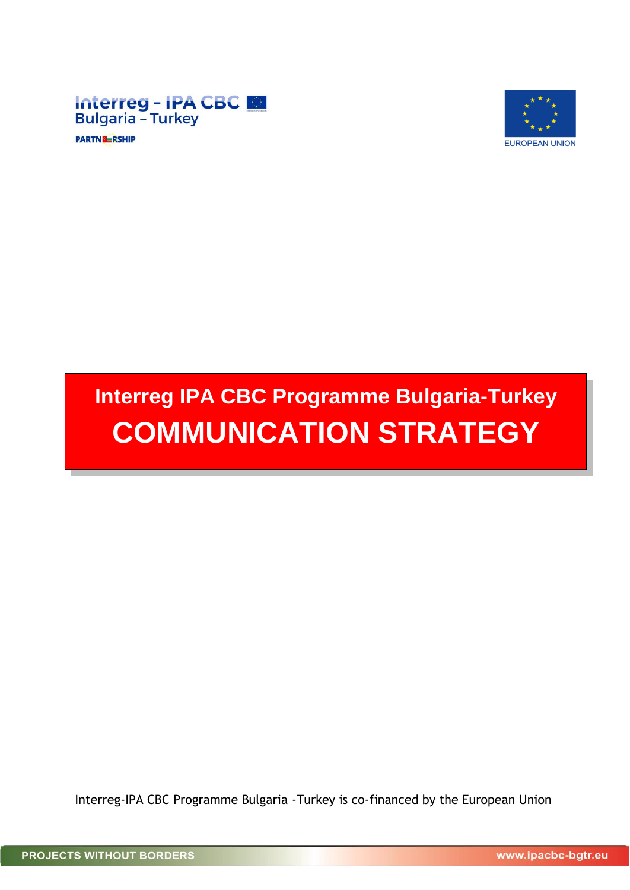Interreg - IPA CBC
Bulgaria – Turkey
PARTNERSHIP

EUROPEAN UNION

# Interreg IPA CBC Programme Bulgaria-Turkey

# COMMUNICATION STRATEGY

Interreg-IPA CBC Programme Bulgaria -Turkey is co-financed by the European Union

PROJECTS WITHOUT BORDERS www.ipacbc-bgtr.eu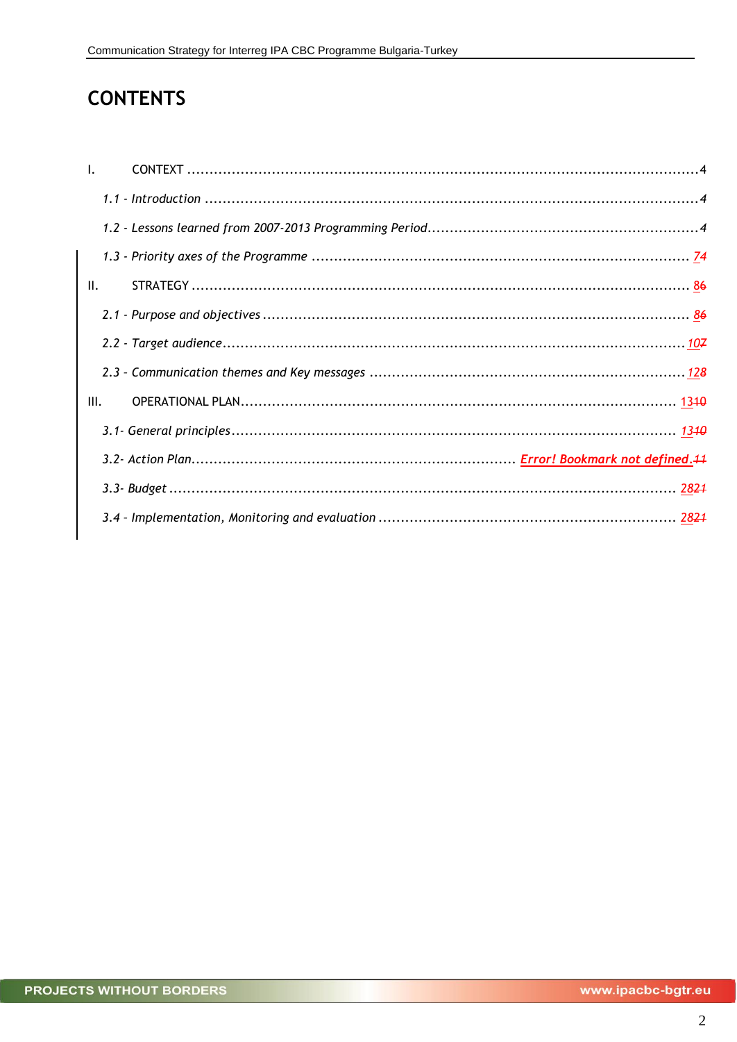# CONTENTS

I. CONTEXT ........................................................................................................4

*1.1 - Introduction* ...............................................................................................4

*1.2 - Lessons learned from 2007-2013 Programming Period*......................................4

*1.3 - Priority axes of the Programme* ...................................................................74

II. STRATEGY .......................................................................................................86

*2.1 - Purpose and objectives* ................................................................................86

*2.2 - Target audience*.........................................................................................107

*2.3 - Communication themes and Key messages* ....................................................128

III. OPERATIONAL PLAN........................................................................................1310

*3.1- General principles*.......................................................................................1310

*3.2- Action Plan*...................................................... **Error! Bookmark not defined.**11

*3.3- Budget* ........................................................................................................2821

*3.4 - Implementation, Monitoring and evaluation* ...................................................2821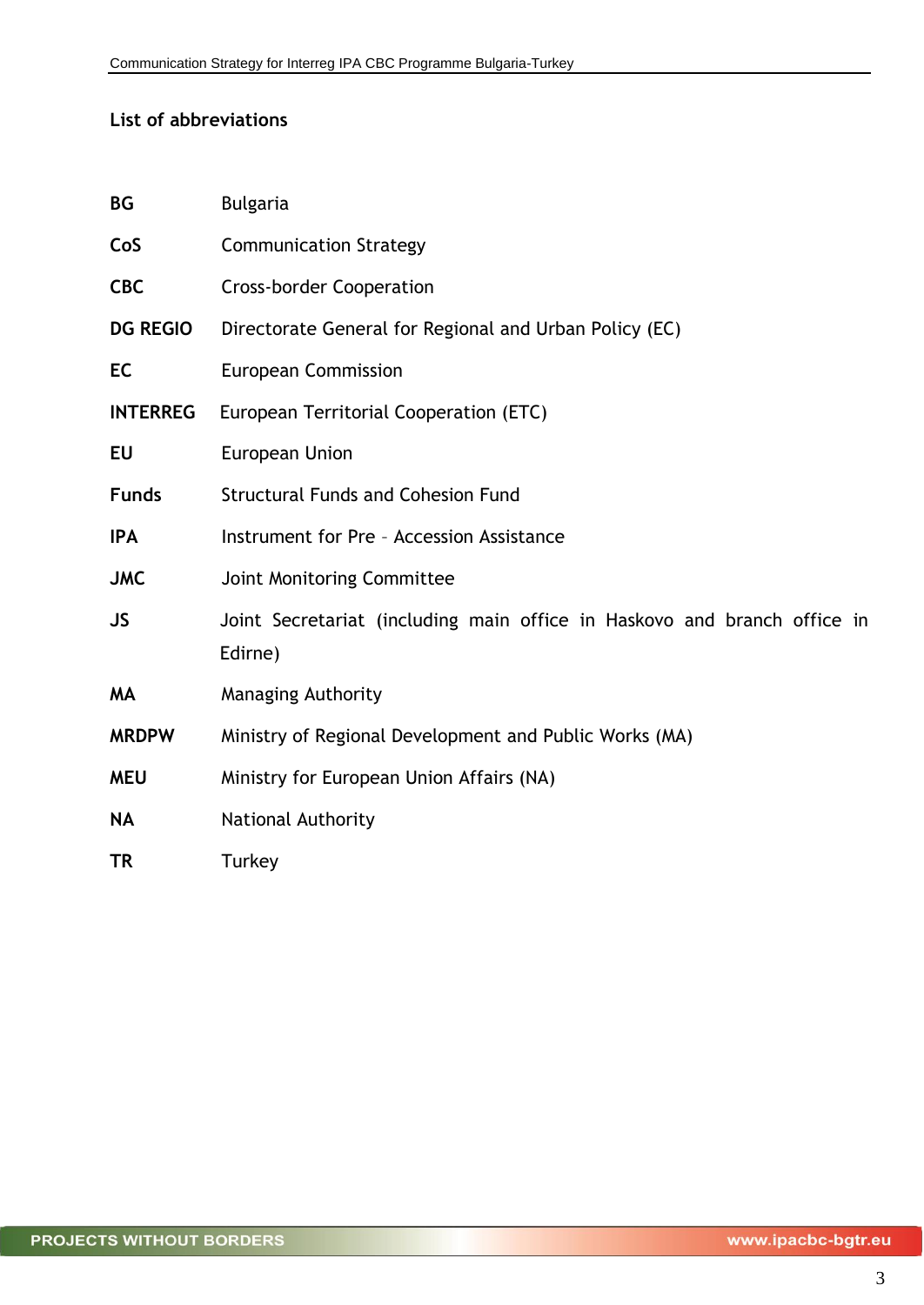## List of abbreviations

| | |
|---|---|
| **BG** | Bulgaria |
| **CoS** | Communication Strategy |
| **CBC** | Cross-border Cooperation |
| **DG REGIO** | Directorate General for Regional and Urban Policy (EC) |
| **EC** | European Commission |
| **INTERREG** | European Territorial Cooperation (ETC) |
| **EU** | European Union |
| **Funds** | Structural Funds and Cohesion Fund |
| **IPA** | Instrument for Pre – Accession Assistance |
| **JMC** | Joint Monitoring Committee |
| **JS** | Joint Secretariat (including main office in Haskovo and branch office in Edirne) |
| **MA** | Managing Authority |
| **MRDPW** | Ministry of Regional Development and Public Works (MA) |
| **MEU** | Ministry for European Union Affairs (NA) |
| **NA** | National Authority |
| **TR** | Turkey |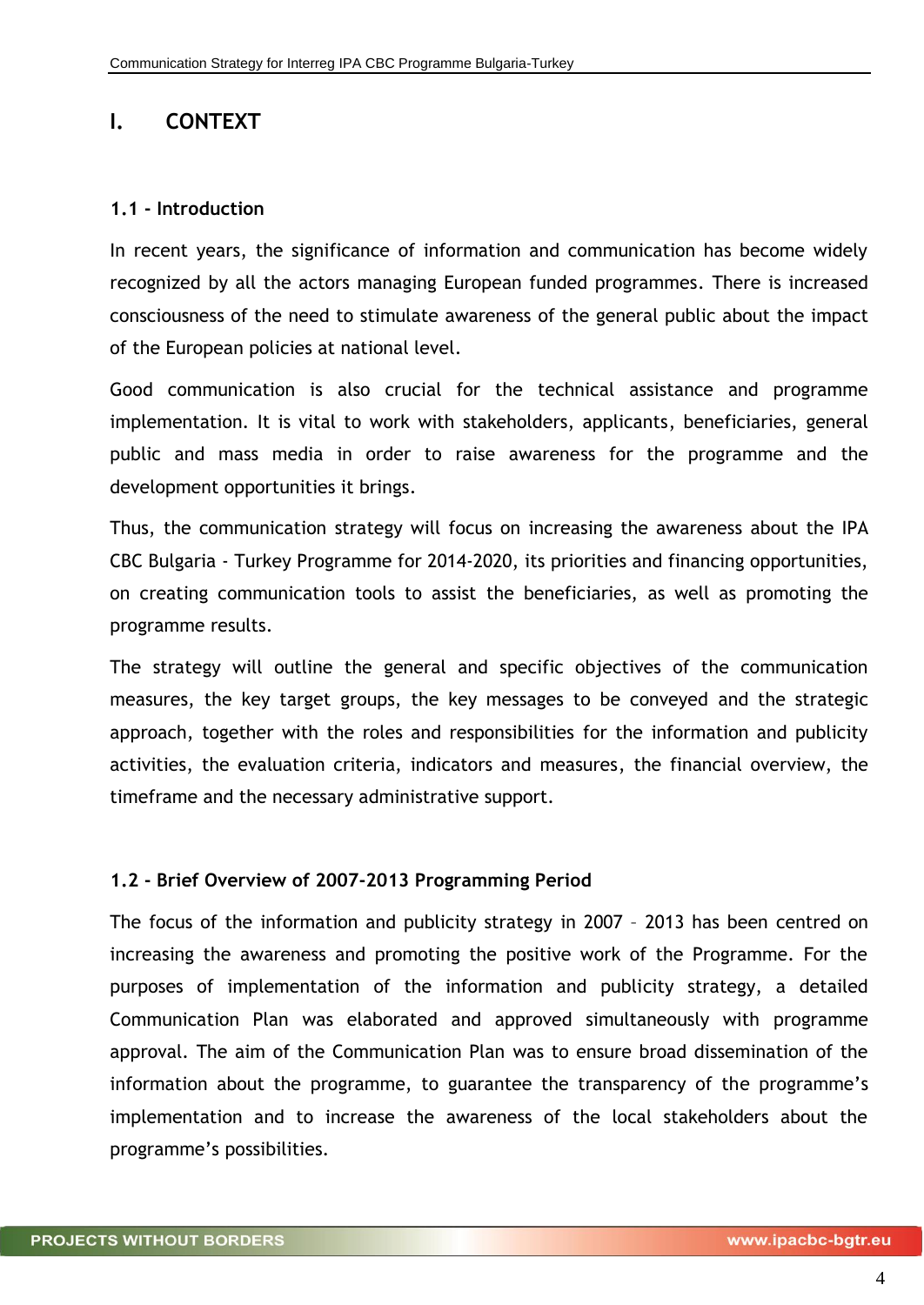# I. CONTEXT

## 1.1 - Introduction

In recent years, the significance of information and communication has become widely recognized by all the actors managing European funded programmes. There is increased consciousness of the need to stimulate awareness of the general public about the impact of the European policies at national level.

Good communication is also crucial for the technical assistance and programme implementation. It is vital to work with stakeholders, applicants, beneficiaries, general public and mass media in order to raise awareness for the programme and the development opportunities it brings.

Thus, the communication strategy will focus on increasing the awareness about the IPA CBC Bulgaria - Turkey Programme for 2014-2020, its priorities and financing opportunities, on creating communication tools to assist the beneficiaries, as well as promoting the programme results.

The strategy will outline the general and specific objectives of the communication measures, the key target groups, the key messages to be conveyed and the strategic approach, together with the roles and responsibilities for the information and publicity activities, the evaluation criteria, indicators and measures, the financial overview, the timeframe and the necessary administrative support.

## 1.2 - Brief Overview of 2007-2013 Programming Period

The focus of the information and publicity strategy in 2007 – 2013 has been centred on increasing the awareness and promoting the positive work of the Programme. For the purposes of implementation of the information and publicity strategy, a detailed Communication Plan was elaborated and approved simultaneously with programme approval. The aim of the Communication Plan was to ensure broad dissemination of the information about the programme, to guarantee the transparency of the programme's implementation and to increase the awareness of the local stakeholders about the programme's possibilities.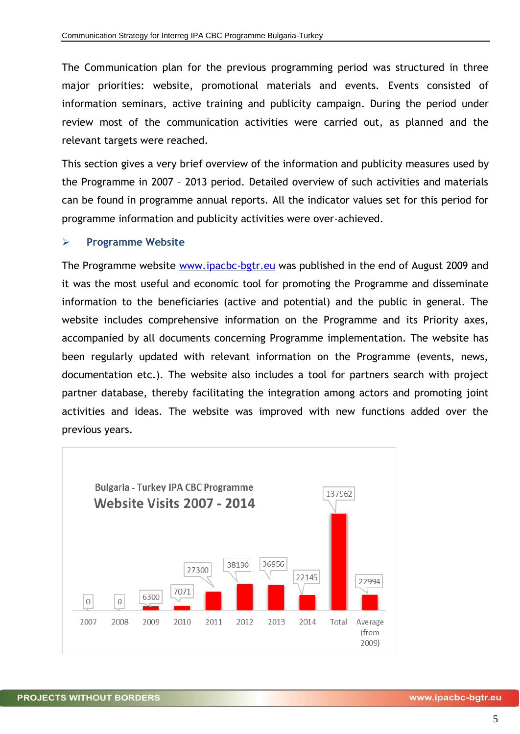The Communication plan for the previous programming period was structured in three major priorities: website, promotional materials and events. Events consisted of information seminars, active training and publicity campaign. During the period under review most of the communication activities were carried out, as planned and the relevant targets were reached.

This section gives a very brief overview of the information and publicity measures used by the Programme in 2007 – 2013 period. Detailed overview of such activities and materials can be found in programme annual reports. All the indicator values set for this period for programme information and publicity activities were over-achieved.

### ➢ Programme Website

The Programme website www.ipacbc-bgtr.eu was published in the end of August 2009 and it was the most useful and economic tool for promoting the Programme and disseminate information to the beneficiaries (active and potential) and the public in general. The website includes comprehensive information on the Programme and its Priority axes, accompanied by all documents concerning Programme implementation. The website has been regularly updated with relevant information on the Programme (events, news, documentation etc.). The website also includes a tool for partners search with project partner database, thereby facilitating the integration among actors and promoting joint activities and ideas. The website was improved with new functions added over the previous years.

Bulgaria - Turkey IPA CBC Programme
**Website Visits 2007 - 2014**

| 2007 | 2008 | 2009 | 2010 | 2011 | 2012 | 2013 | 2014 | Total | Average (from 2009) |
|---|---|---|---|---|---|---|---|---|---|
| 0 | 0 | 6300 | 7071 | 27300 | 38190 | 36956 | 22145 | 137962 | 22994 |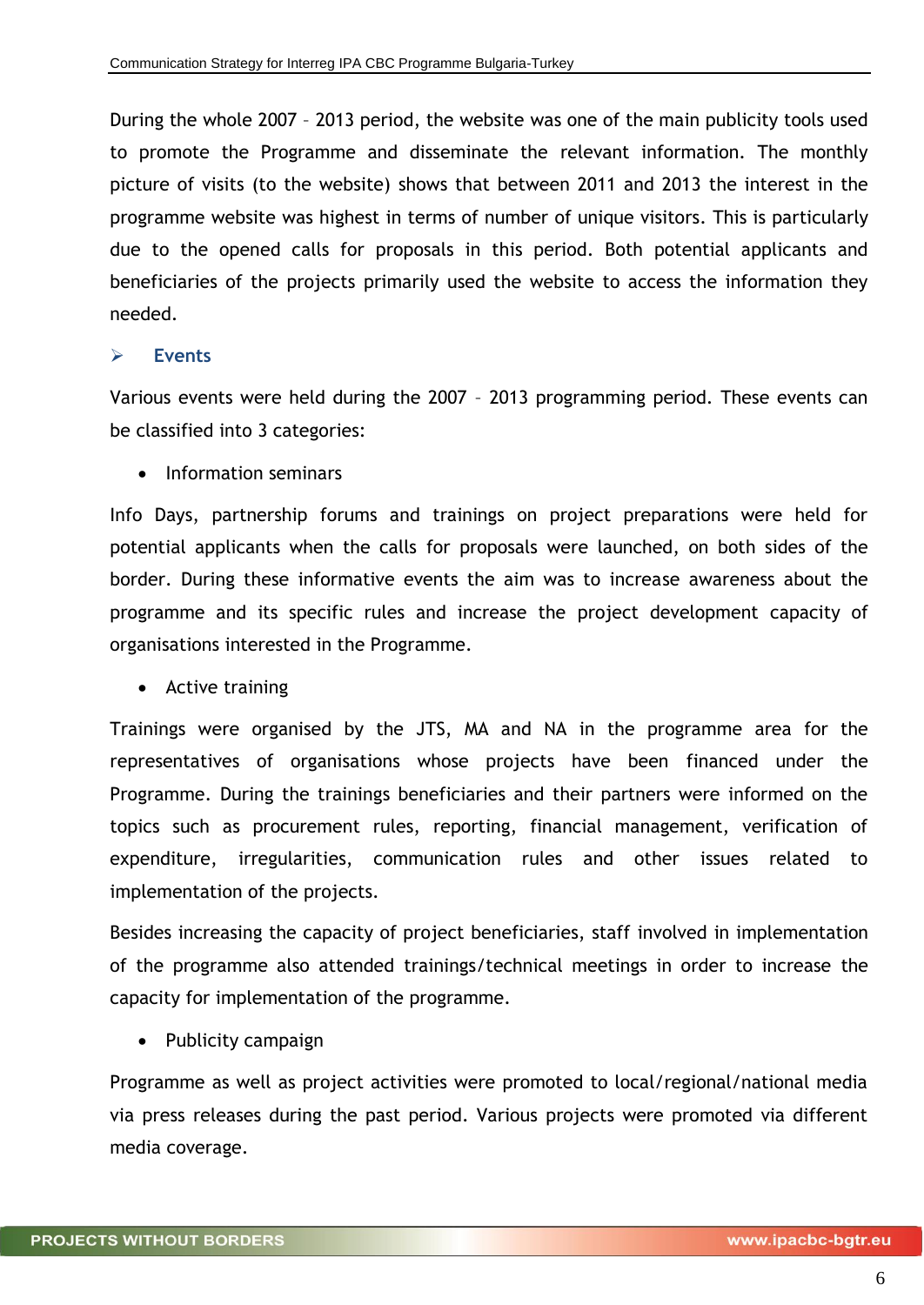During the whole 2007 – 2013 period, the website was one of the main publicity tools used to promote the Programme and disseminate the relevant information. The monthly picture of visits (to the website) shows that between 2011 and 2013 the interest in the programme website was highest in terms of number of unique visitors. This is particularly due to the opened calls for proposals in this period. Both potential applicants and beneficiaries of the projects primarily used the website to access the information they needed.

### Events

Various events were held during the 2007 – 2013 programming period. These events can be classified into 3 categories:

- Information seminars

Info Days, partnership forums and trainings on project preparations were held for potential applicants when the calls for proposals were launched, on both sides of the border. During these informative events the aim was to increase awareness about the programme and its specific rules and increase the project development capacity of organisations interested in the Programme.

- Active training

Trainings were organised by the JTS, MA and NA in the programme area for the representatives of organisations whose projects have been financed under the Programme. During the trainings beneficiaries and their partners were informed on the topics such as procurement rules, reporting, financial management, verification of expenditure, irregularities, communication rules and other issues related to implementation of the projects.

Besides increasing the capacity of project beneficiaries, staff involved in implementation of the programme also attended trainings/technical meetings in order to increase the capacity for implementation of the programme.

- Publicity campaign

Programme as well as project activities were promoted to local/regional/national media via press releases during the past period. Various projects were promoted via different media coverage.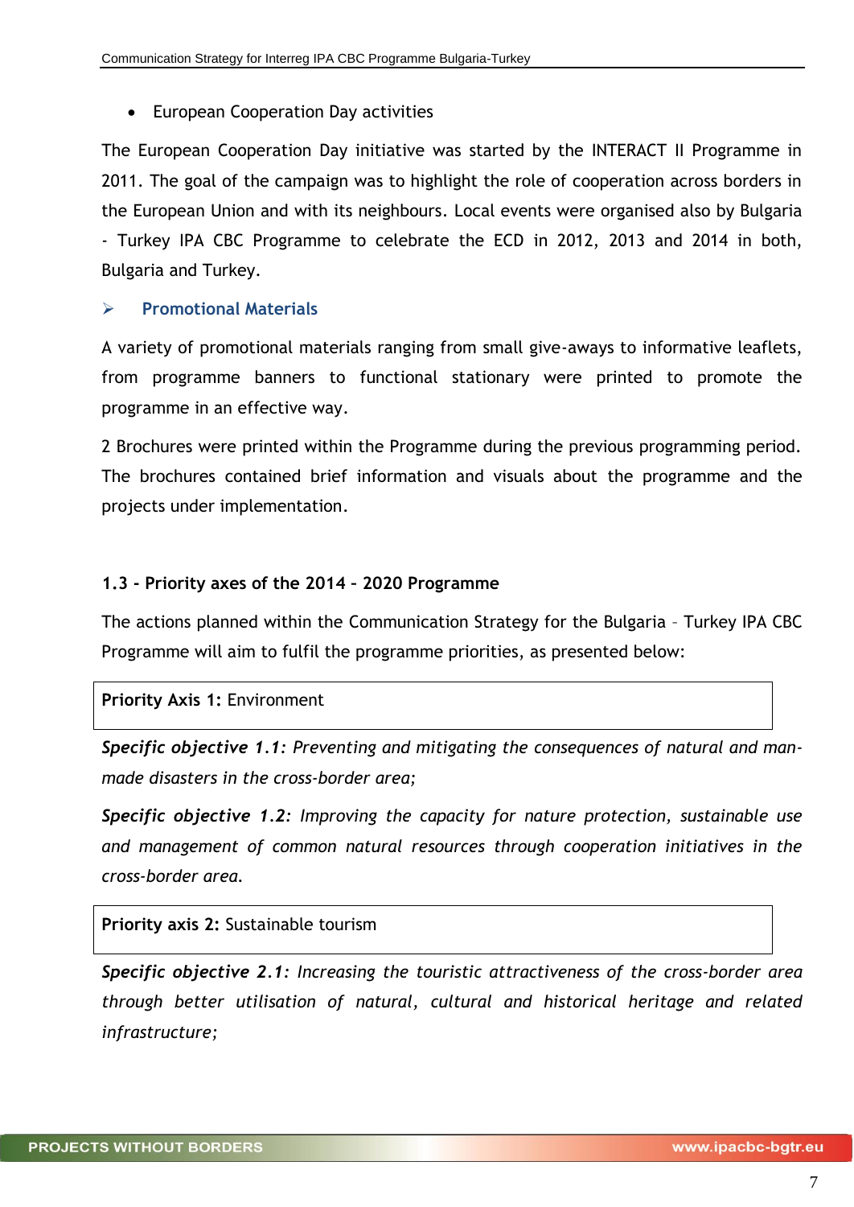- European Cooperation Day activities

The European Cooperation Day initiative was started by the INTERACT II Programme in 2011. The goal of the campaign was to highlight the role of cooperation across borders in the European Union and with its neighbours. Local events were organised also by Bulgaria - Turkey IPA CBC Programme to celebrate the ECD in 2012, 2013 and 2014 in both, Bulgaria and Turkey.

➢ **Promotional Materials**

A variety of promotional materials ranging from small give-aways to informative leaflets, from programme banners to functional stationary were printed to promote the programme in an effective way.

2 Brochures were printed within the Programme during the previous programming period. The brochures contained brief information and visuals about the programme and the projects under implementation.

### 1.3 - Priority axes of the 2014 – 2020 Programme

The actions planned within the Communication Strategy for the Bulgaria – Turkey IPA CBC Programme will aim to fulfil the programme priorities, as presented below:

**Priority Axis 1:** Environment

***Specific objective 1.1:*** *Preventing and mitigating the consequences of natural and man-made disasters in the cross-border area;*

***Specific objective 1.2:*** *Improving the capacity for nature protection, sustainable use and management of common natural resources through cooperation initiatives in the cross-border area.*

**Priority axis 2:** Sustainable tourism

***Specific objective 2.1:*** *Increasing the touristic attractiveness of the cross-border area through better utilisation of natural, cultural and historical heritage and related infrastructure;*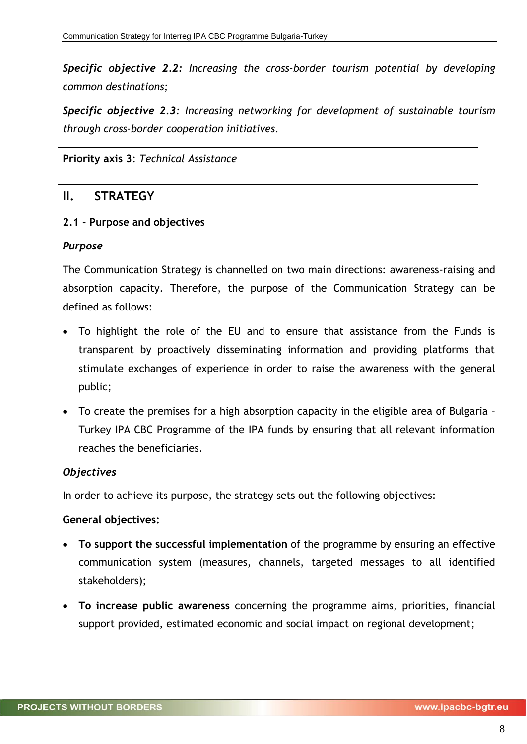***Specific objective 2.2****: Increasing the cross-border tourism potential by developing common destinations;*

***Specific objective 2.3****: Increasing networking for development of sustainable tourism through cross-border cooperation initiatives.*

**Priority axis 3**: *Technical Assistance*

# II. STRATEGY

## 2.1 - Purpose and objectives

### *Purpose*

The Communication Strategy is channelled on two main directions: awareness-raising and absorption capacity. Therefore, the purpose of the Communication Strategy can be defined as follows:

- To highlight the role of the EU and to ensure that assistance from the Funds is transparent by proactively disseminating information and providing platforms that stimulate exchanges of experience in order to raise the awareness with the general public;
- To create the premises for a high absorption capacity in the eligible area of Bulgaria – Turkey IPA CBC Programme of the IPA funds by ensuring that all relevant information reaches the beneficiaries.

### *Objectives*

In order to achieve its purpose, the strategy sets out the following objectives:

**General objectives:**

- **To support the successful implementation** of the programme by ensuring an effective communication system (measures, channels, targeted messages to all identified stakeholders);
- **To increase public awareness** concerning the programme aims, priorities, financial support provided, estimated economic and social impact on regional development;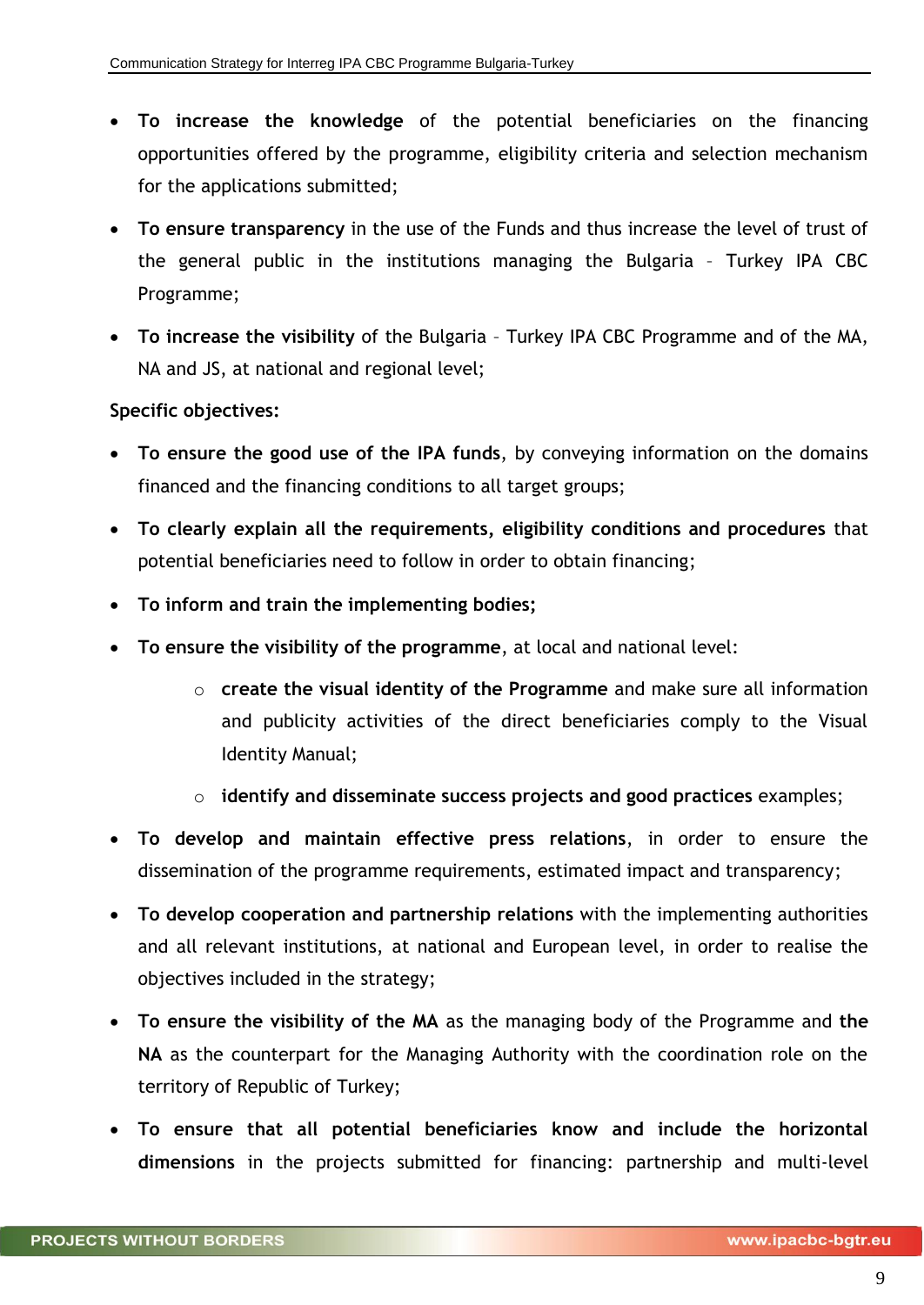- **To increase the knowledge** of the potential beneficiaries on the financing opportunities offered by the programme, eligibility criteria and selection mechanism for the applications submitted;
- **To ensure transparency** in the use of the Funds and thus increase the level of trust of the general public in the institutions managing the Bulgaria – Turkey IPA CBC Programme;
- **To increase the visibility** of the Bulgaria – Turkey IPA CBC Programme and of the MA, NA and JS, at national and regional level;

**Specific objectives:**

- **To ensure the good use of the IPA funds**, by conveying information on the domains financed and the financing conditions to all target groups;
- **To clearly explain all the requirements, eligibility conditions and procedures** that potential beneficiaries need to follow in order to obtain financing;
- **To inform and train the implementing bodies;**
- **To ensure the visibility of the programme**, at local and national level:
    - **create the visual identity of the Programme** and make sure all information and publicity activities of the direct beneficiaries comply to the Visual Identity Manual;
    - **identify and disseminate success projects and good practices** examples;
- **To develop and maintain effective press relations**, in order to ensure the dissemination of the programme requirements, estimated impact and transparency;
- **To develop cooperation and partnership relations** with the implementing authorities and all relevant institutions, at national and European level, in order to realise the objectives included in the strategy;
- **To ensure the visibility of the MA** as the managing body of the Programme and **the NA** as the counterpart for the Managing Authority with the coordination role on the territory of Republic of Turkey;
- **To ensure that all potential beneficiaries know and include the horizontal dimensions** in the projects submitted for financing: partnership and multi-level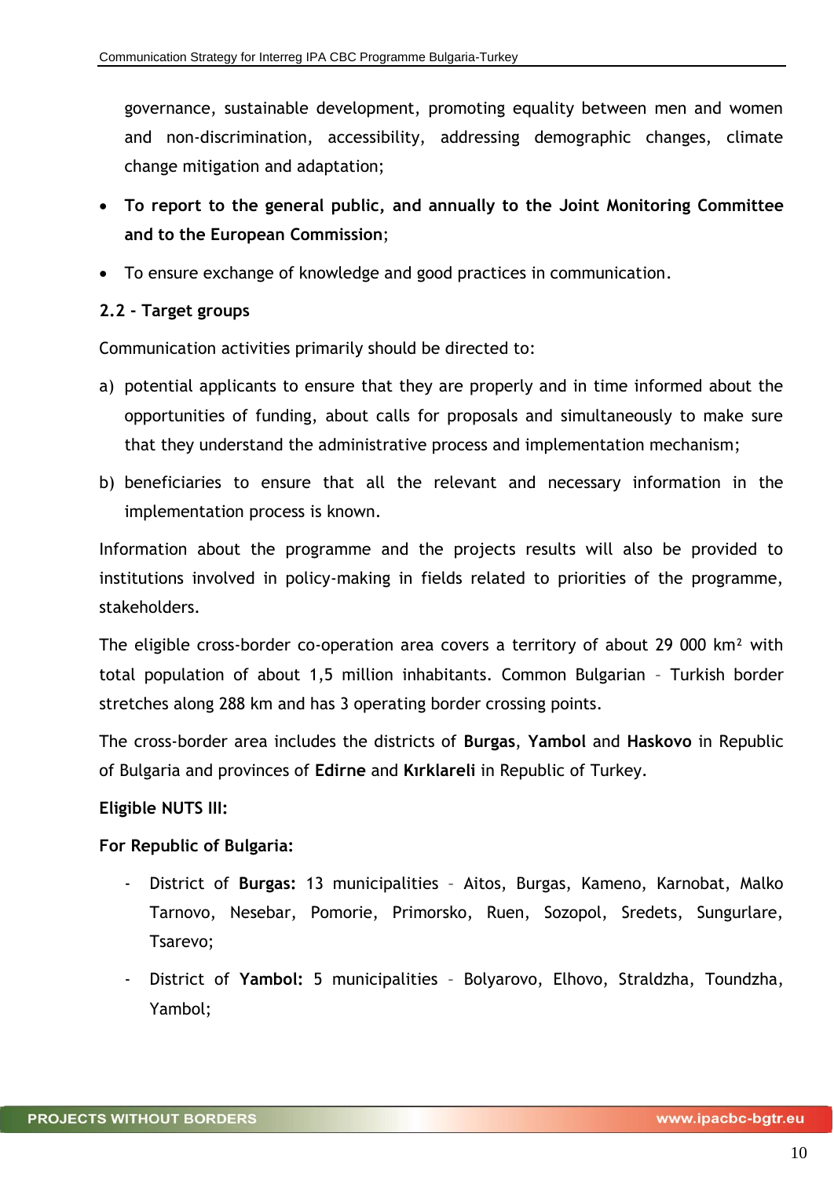governance, sustainable development, promoting equality between men and women and non-discrimination, accessibility, addressing demographic changes, climate change mitigation and adaptation;

- **To report to the general public, and annually to the Joint Monitoring Committee and to the European Commission**;
- To ensure exchange of knowledge and good practices in communication.

**2.2 - Target groups**

Communication activities primarily should be directed to:

a) potential applicants to ensure that they are properly and in time informed about the opportunities of funding, about calls for proposals and simultaneously to make sure that they understand the administrative process and implementation mechanism;

b) beneficiaries to ensure that all the relevant and necessary information in the implementation process is known.

Information about the programme and the projects results will also be provided to institutions involved in policy-making in fields related to priorities of the programme, stakeholders.

The eligible cross-border co-operation area covers a territory of about 29 000 km² with total population of about 1,5 million inhabitants. Common Bulgarian – Turkish border stretches along 288 km and has 3 operating border crossing points.

The cross-border area includes the districts of **Burgas**, **Yambol** and **Haskovo** in Republic of Bulgaria and provinces of **Edirne** and **Kırklareli** in Republic of Turkey.

**Eligible NUTS III:**

**For Republic of Bulgaria:**

- District of **Burgas:** 13 municipalities – Aitos, Burgas, Kameno, Karnobat, Malko Tarnovo, Nesebar, Pomorie, Primorsko, Ruen, Sozopol, Sredets, Sungurlare, Tsarevo;
- District of **Yambol:** 5 municipalities – Bolyarovo, Elhovo, Straldzha, Toundzha, Yambol;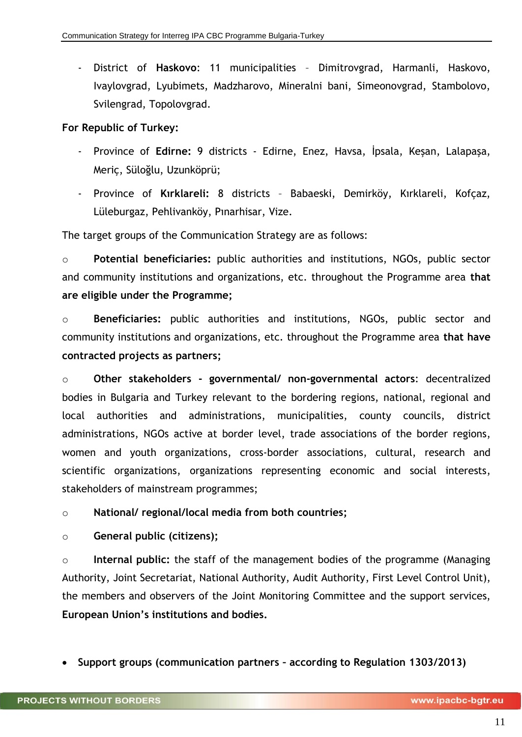- District of **Haskovo**: 11 municipalities – Dimitrovgrad, Harmanli, Haskovo, Ivaylovgrad, Lyubimets, Madzharovo, Mineralni bani, Simeonovgrad, Stambolovo, Svilengrad, Topolovgrad.

**For Republic of Turkey:**

- Province of **Edirne:** 9 districts - Edirne, Enez, Havsa, İpsala, Keşan, Lalapaşa, Meriç, Süloğlu, Uzunköprü;
- Province of **Kırklareli:** 8 districts – Babaeski, Demirköy, Kırklareli, Kofçaz, Lüleburgaz, Pehlivanköy, Pınarhisar, Vize.

The target groups of the Communication Strategy are as follows:

- **Potential beneficiaries:** public authorities and institutions, NGOs, public sector and community institutions and organizations, etc. throughout the Programme area **that are eligible under the Programme;**
- **Beneficiaries:** public authorities and institutions, NGOs, public sector and community institutions and organizations, etc. throughout the Programme area **that have contracted projects as partners;**
- **Other stakeholders - governmental/ non-governmental actors**: decentralized bodies in Bulgaria and Turkey relevant to the bordering regions, national, regional and local authorities and administrations, municipalities, county councils, district administrations, NGOs active at border level, trade associations of the border regions, women and youth organizations, cross-border associations, cultural, research and scientific organizations, organizations representing economic and social interests, stakeholders of mainstream programmes;
- **National/ regional/local media from both countries;**
- **General public (citizens);**
- **Internal public:** the staff of the management bodies of the programme (Managing Authority, Joint Secretariat, National Authority, Audit Authority, First Level Control Unit), the members and observers of the Joint Monitoring Committee and the support services, **European Union's institutions and bodies.**

- **Support groups (communication partners – according to Regulation 1303/2013)**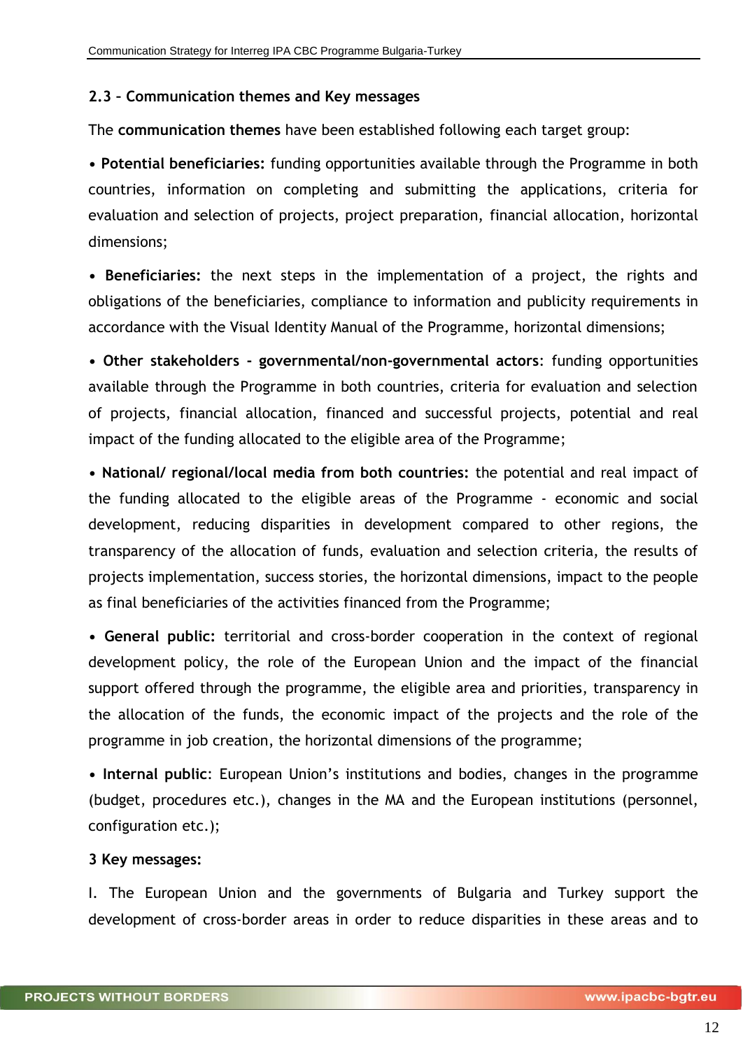## 2.3 – Communication themes and Key messages

The **communication themes** have been established following each target group:

- **Potential beneficiaries:** funding opportunities available through the Programme in both countries, information on completing and submitting the applications, criteria for evaluation and selection of projects, project preparation, financial allocation, horizontal dimensions;

- **Beneficiaries:** the next steps in the implementation of a project, the rights and obligations of the beneficiaries, compliance to information and publicity requirements in accordance with the Visual Identity Manual of the Programme, horizontal dimensions;

- **Other stakeholders - governmental/non-governmental actors**: funding opportunities available through the Programme in both countries, criteria for evaluation and selection of projects, financial allocation, financed and successful projects, potential and real impact of the funding allocated to the eligible area of the Programme;

- **National/ regional/local media from both countries:** the potential and real impact of the funding allocated to the eligible areas of the Programme - economic and social development, reducing disparities in development compared to other regions, the transparency of the allocation of funds, evaluation and selection criteria, the results of projects implementation, success stories, the horizontal dimensions, impact to the people as final beneficiaries of the activities financed from the Programme;

- **General public:** territorial and cross-border cooperation in the context of regional development policy, the role of the European Union and the impact of the financial support offered through the programme, the eligible area and priorities, transparency in the allocation of the funds, the economic impact of the projects and the role of the programme in job creation, the horizontal dimensions of the programme;

- **Internal public**: European Union's institutions and bodies, changes in the programme (budget, procedures etc.), changes in the MA and the European institutions (personnel, configuration etc.);

**3 Key messages:**

I. The European Union and the governments of Bulgaria and Turkey support the development of cross-border areas in order to reduce disparities in these areas and to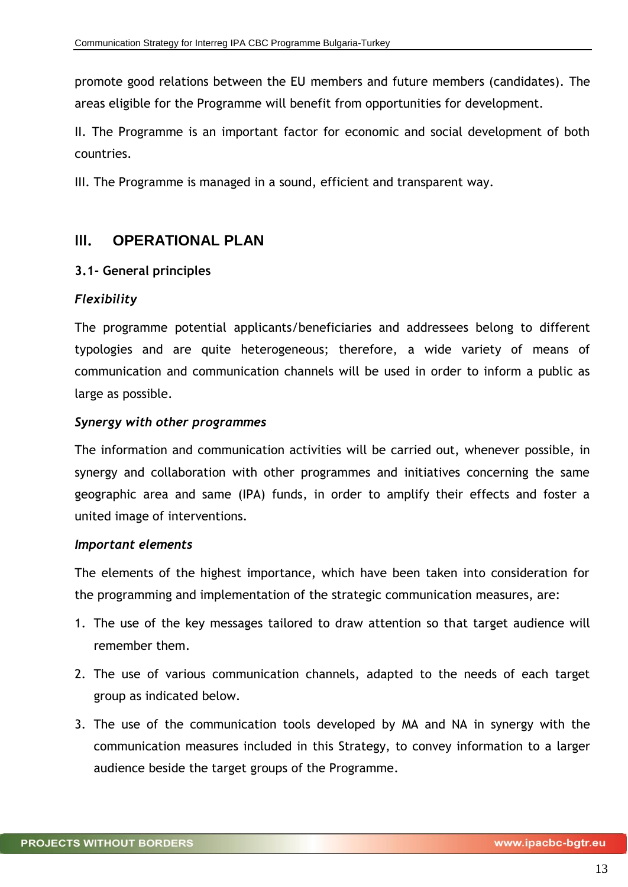promote good relations between the EU members and future members (candidates). The areas eligible for the Programme will benefit from opportunities for development.

II. The Programme is an important factor for economic and social development of both countries.

III. The Programme is managed in a sound, efficient and transparent way.

## III. OPERATIONAL PLAN

### 3.1- General principles

***Flexibility***

The programme potential applicants/beneficiaries and addressees belong to different typologies and are quite heterogeneous; therefore, a wide variety of means of communication and communication channels will be used in order to inform a public as large as possible.

***Synergy with other programmes***

The information and communication activities will be carried out, whenever possible, in synergy and collaboration with other programmes and initiatives concerning the same geographic area and same (IPA) funds, in order to amplify their effects and foster a united image of interventions.

***Important elements***

The elements of the highest importance, which have been taken into consideration for the programming and implementation of the strategic communication measures, are:

1. The use of the key messages tailored to draw attention so that target audience will remember them.
2. The use of various communication channels, adapted to the needs of each target group as indicated below.
3. The use of the communication tools developed by MA and NA in synergy with the communication measures included in this Strategy, to convey information to a larger audience beside the target groups of the Programme.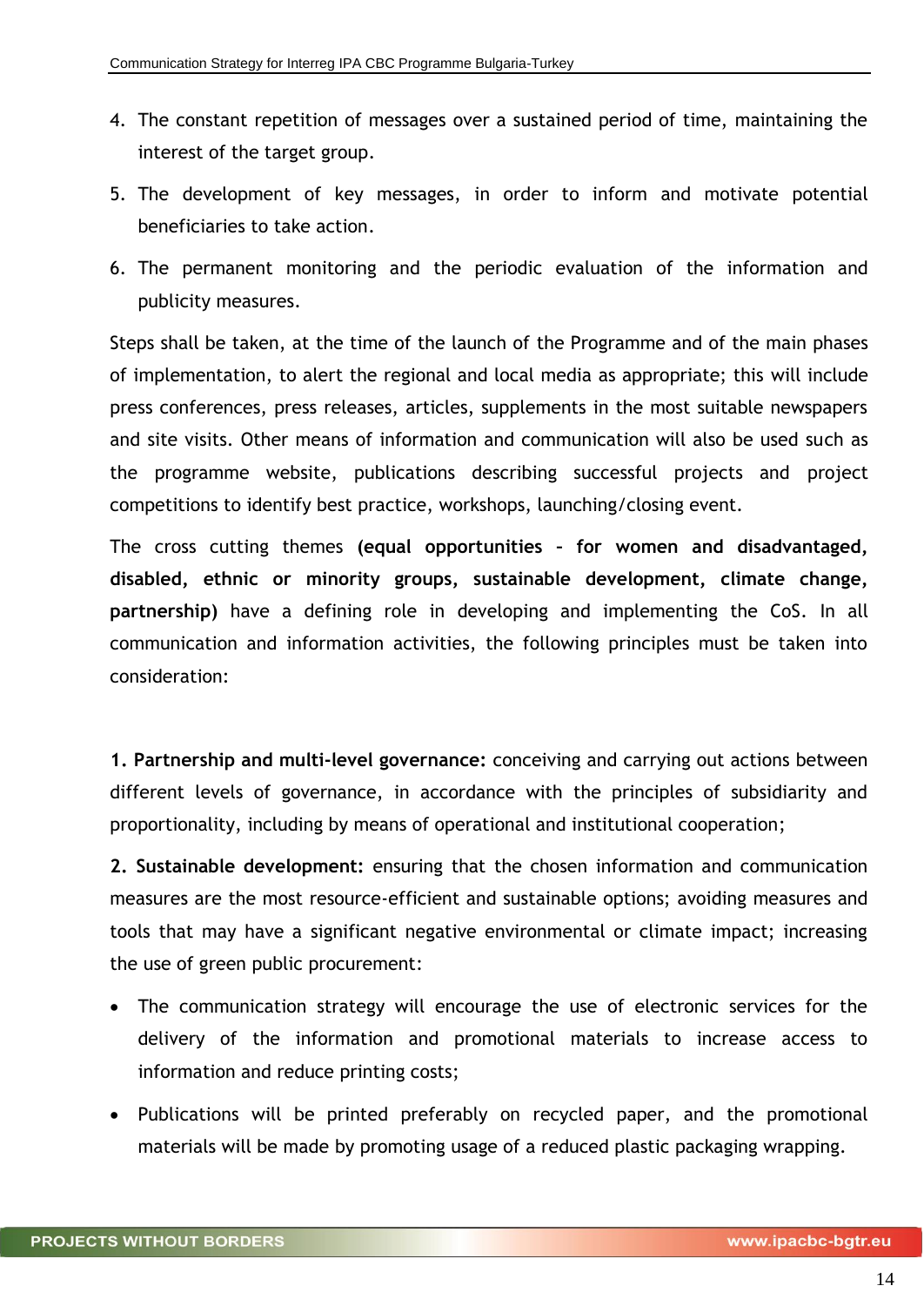4. The constant repetition of messages over a sustained period of time, maintaining the interest of the target group.
5. The development of key messages, in order to inform and motivate potential beneficiaries to take action.
6. The permanent monitoring and the periodic evaluation of the information and publicity measures.

Steps shall be taken, at the time of the launch of the Programme and of the main phases of implementation, to alert the regional and local media as appropriate; this will include press conferences, press releases, articles, supplements in the most suitable newspapers and site visits. Other means of information and communication will also be used such as the programme website, publications describing successful projects and project competitions to identify best practice, workshops, launching/closing event.

The cross cutting themes **(equal opportunities - for women and disadvantaged, disabled, ethnic or minority groups, sustainable development, climate change, partnership)** have a defining role in developing and implementing the CoS. In all communication and information activities, the following principles must be taken into consideration:

**1. Partnership and multi-level governance:** conceiving and carrying out actions between different levels of governance, in accordance with the principles of subsidiarity and proportionality, including by means of operational and institutional cooperation;

**2. Sustainable development:** ensuring that the chosen information and communication measures are the most resource-efficient and sustainable options; avoiding measures and tools that may have a significant negative environmental or climate impact; increasing the use of green public procurement:

- The communication strategy will encourage the use of electronic services for the delivery of the information and promotional materials to increase access to information and reduce printing costs;
- Publications will be printed preferably on recycled paper, and the promotional materials will be made by promoting usage of a reduced plastic packaging wrapping.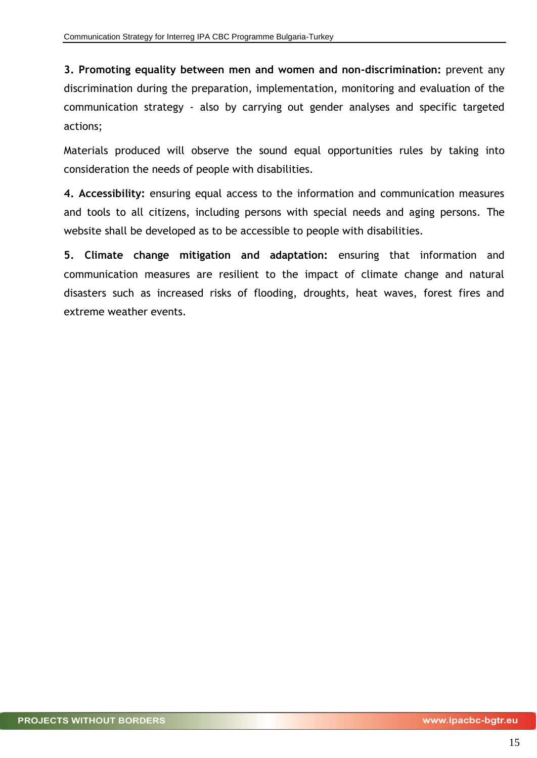**3. Promoting equality between men and women and non-discrimination:** prevent any discrimination during the preparation, implementation, monitoring and evaluation of the communication strategy - also by carrying out gender analyses and specific targeted actions;

Materials produced will observe the sound equal opportunities rules by taking into consideration the needs of people with disabilities.

**4. Accessibility:** ensuring equal access to the information and communication measures and tools to all citizens, including persons with special needs and aging persons. The website shall be developed as to be accessible to people with disabilities.

**5. Climate change mitigation and adaptation:** ensuring that information and communication measures are resilient to the impact of climate change and natural disasters such as increased risks of flooding, droughts, heat waves, forest fires and extreme weather events.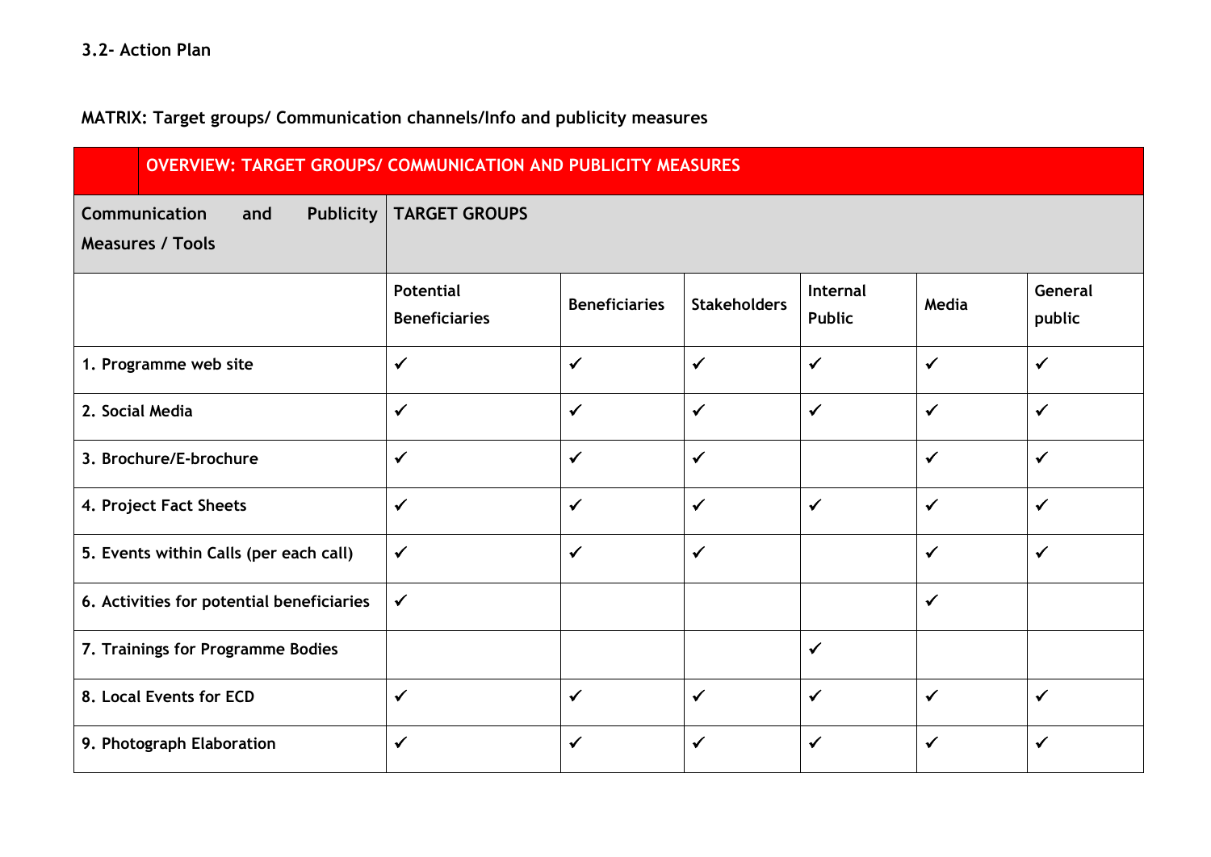### 3.2- Action Plan

**MATRIX: Target groups/ Communication channels/Info and publicity measures**

| OVERVIEW: TARGET GROUPS/ COMMUNICATION AND PUBLICITY MEASURES | | | | | | |
|---|---|---|---|---|---|---|
| **Communication and Publicity Measures / Tools** | **TARGET GROUPS** | | | | | |
| | **Potential Beneficiaries** | **Beneficiaries** | **Stakeholders** | **Internal Public** | **Media** | **General public** |
| **1. Programme web site** | ✓ | ✓ | ✓ | ✓ | ✓ | ✓ |
| **2. Social Media** | ✓ | ✓ | ✓ | ✓ | ✓ | ✓ |
| **3. Brochure/E-brochure** | ✓ | ✓ | ✓ | | ✓ | ✓ |
| **4. Project Fact Sheets** | ✓ | ✓ | ✓ | ✓ | ✓ | ✓ |
| **5. Events within Calls (per each call)** | ✓ | ✓ | ✓ | | ✓ | ✓ |
| **6. Activities for potential beneficiaries** | ✓ | | | | ✓ | |
| **7. Trainings for Programme Bodies** | | | | ✓ | | |
| **8. Local Events for ECD** | ✓ | ✓ | ✓ | ✓ | ✓ | ✓ |
| **9. Photograph Elaboration** | ✓ | ✓ | ✓ | ✓ | ✓ | ✓ |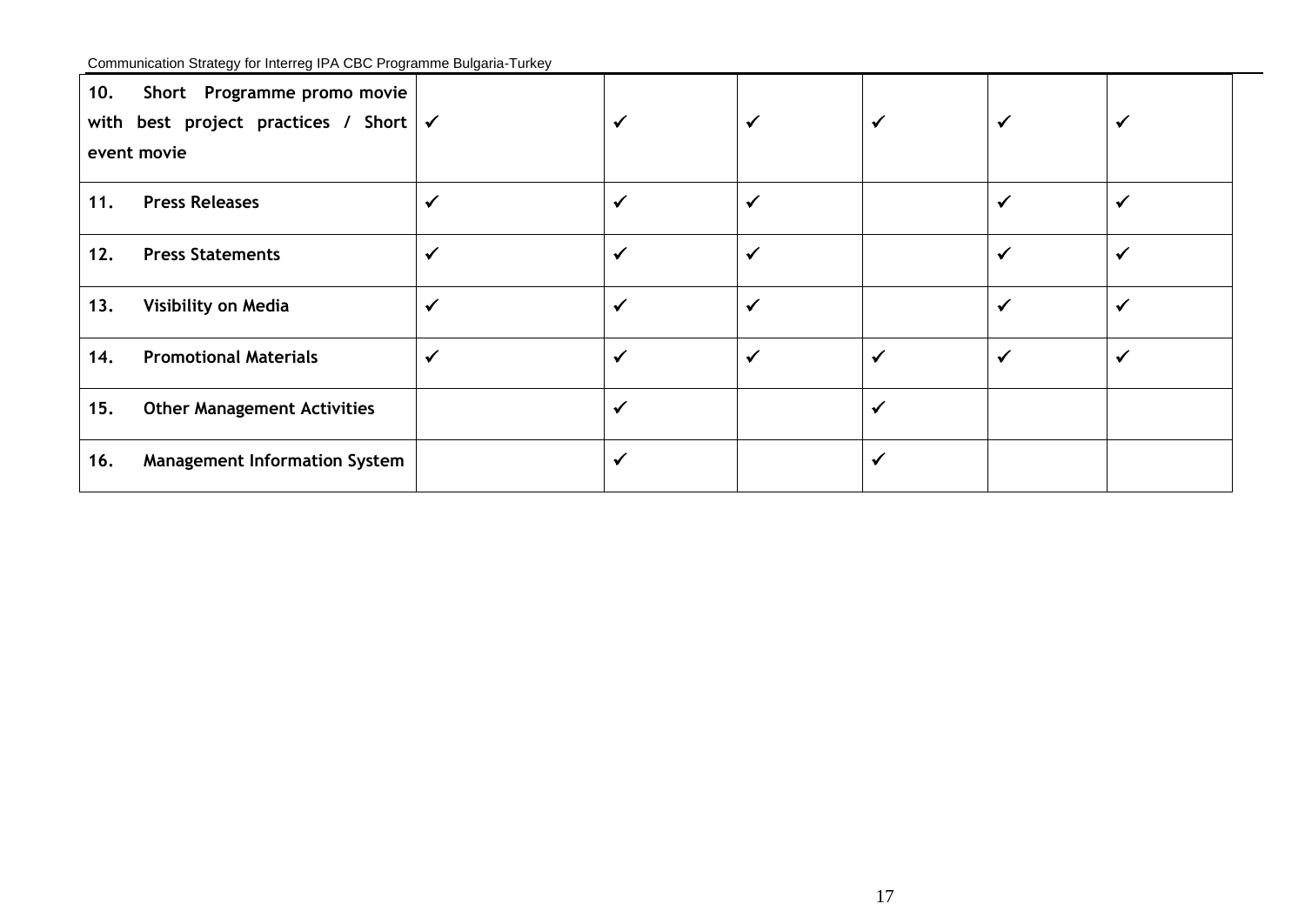| | | | | | | |
|---|---|---|---|---|---|---|
| **10. Short Programme promo movie with best project practices / Short event movie** | ✓ | ✓ | ✓ | ✓ | ✓ | ✓ |
| **11. Press Releases** | ✓ | ✓ | ✓ | | ✓ | ✓ |
| **12. Press Statements** | ✓ | ✓ | ✓ | | ✓ | ✓ |
| **13. Visibility on Media** | ✓ | ✓ | ✓ | | ✓ | ✓ |
| **14. Promotional Materials** | ✓ | ✓ | ✓ | ✓ | ✓ | ✓ |
| **15. Other Management Activities** | | ✓ | | ✓ | | |
| **16. Management Information System** | | ✓ | | ✓ | | |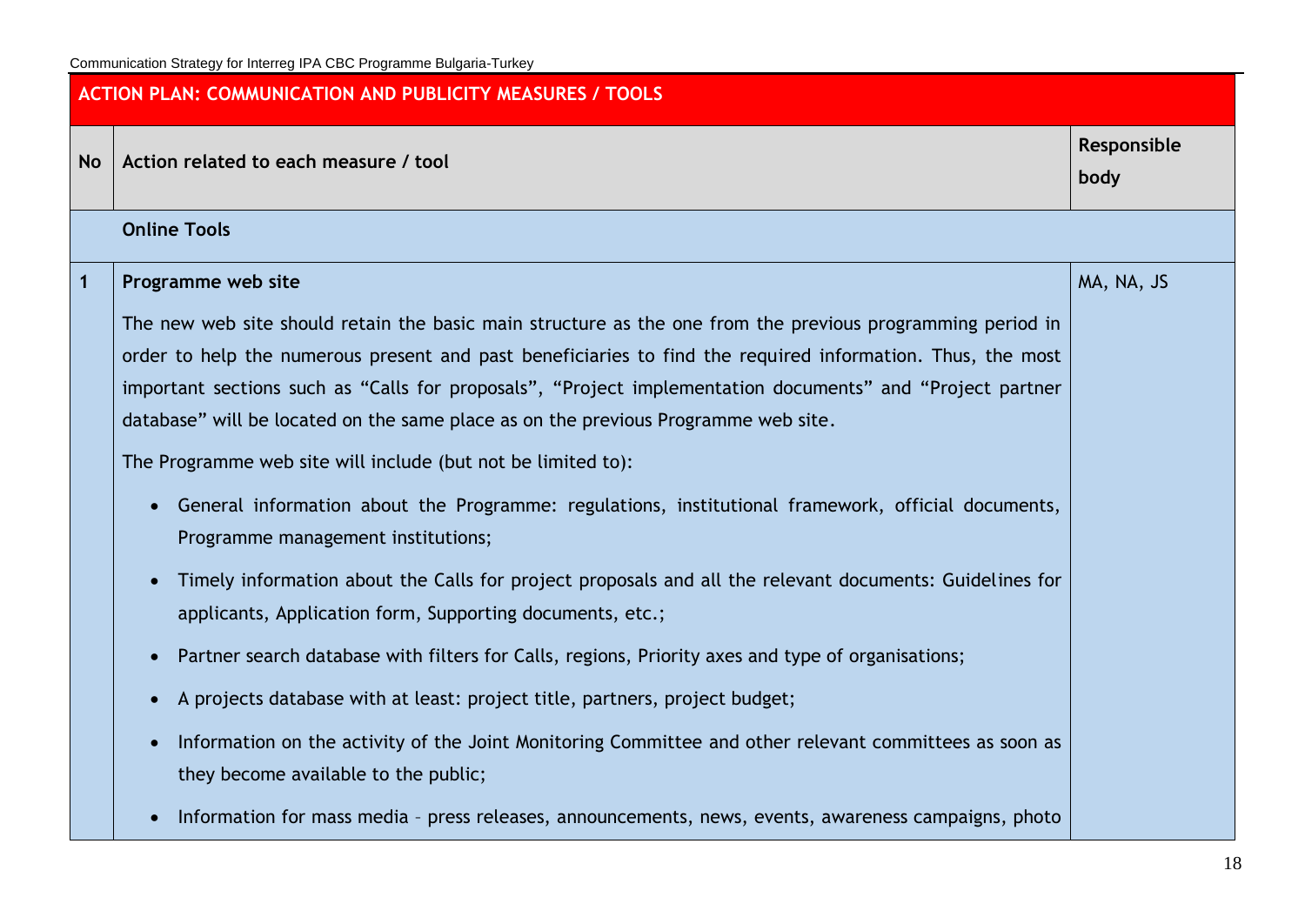| ACTION PLAN: COMMUNICATION AND PUBLICITY MEASURES / TOOLS | | |
|---|---|---|
| **No** | **Action related to each measure / tool** | **Responsible body** |
| | **Online Tools** | |
| **1** | **Programme web site**<br><br>The new web site should retain the basic main structure as the one from the previous programming period in order to help the numerous present and past beneficiaries to find the required information. Thus, the most important sections such as "Calls for proposals", "Project implementation documents" and "Project partner database" will be located on the same place as on the previous Programme web site.<br><br>The Programme web site will include (but not be limited to):<br><br>• General information about the Programme: regulations, institutional framework, official documents, Programme management institutions;<br>• Timely information about the Calls for project proposals and all the relevant documents: Guidelines for applicants, Application form, Supporting documents, etc.;<br>• Partner search database with filters for Calls, regions, Priority axes and type of organisations;<br>• A projects database with at least: project title, partners, project budget;<br>• Information on the activity of the Joint Monitoring Committee and other relevant committees as soon as they become available to the public;<br>• Information for mass media – press releases, announcements, news, events, awareness campaigns, photo | MA, NA, JS |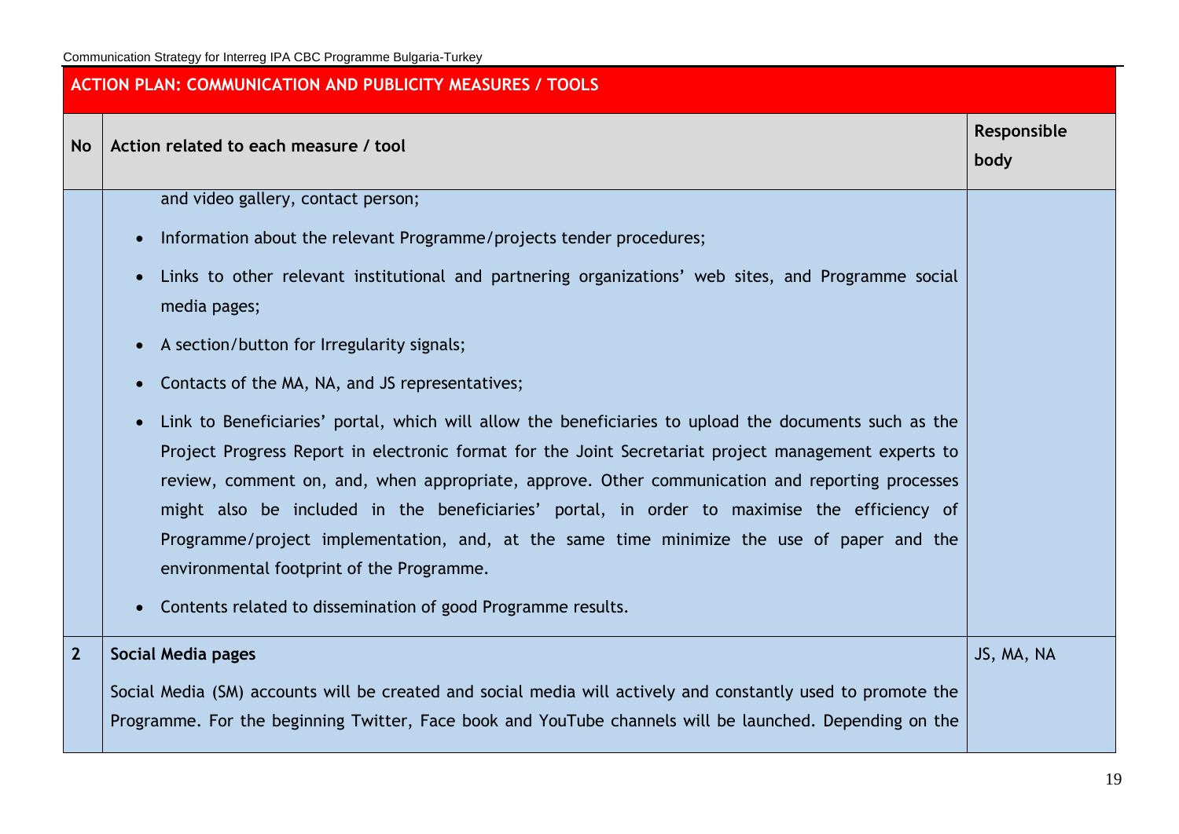| ACTION PLAN: COMMUNICATION AND PUBLICITY MEASURES / TOOLS | | |
|---|---|---|
| **No** | **Action related to each measure / tool** | **Responsible body** |
| | and video gallery, contact person;<br>• Information about the relevant Programme/projects tender procedures;<br>• Links to other relevant institutional and partnering organizations' web sites, and Programme social media pages;<br>• A section/button for Irregularity signals;<br>• Contacts of the MA, NA, and JS representatives;<br>• Link to Beneficiaries' portal, which will allow the beneficiaries to upload the documents such as the Project Progress Report in electronic format for the Joint Secretariat project management experts to review, comment on, and, when appropriate, approve. Other communication and reporting processes might also be included in the beneficiaries' portal, in order to maximise the efficiency of Programme/project implementation, and, at the same time minimize the use of paper and the environmental footprint of the Programme.<br>• Contents related to dissemination of good Programme results. | |
| 2 | **Social Media pages**<br><br>Social Media (SM) accounts will be created and social media will actively and constantly used to promote the Programme. For the beginning Twitter, Face book and YouTube channels will be launched. Depending on the | JS, MA, NA |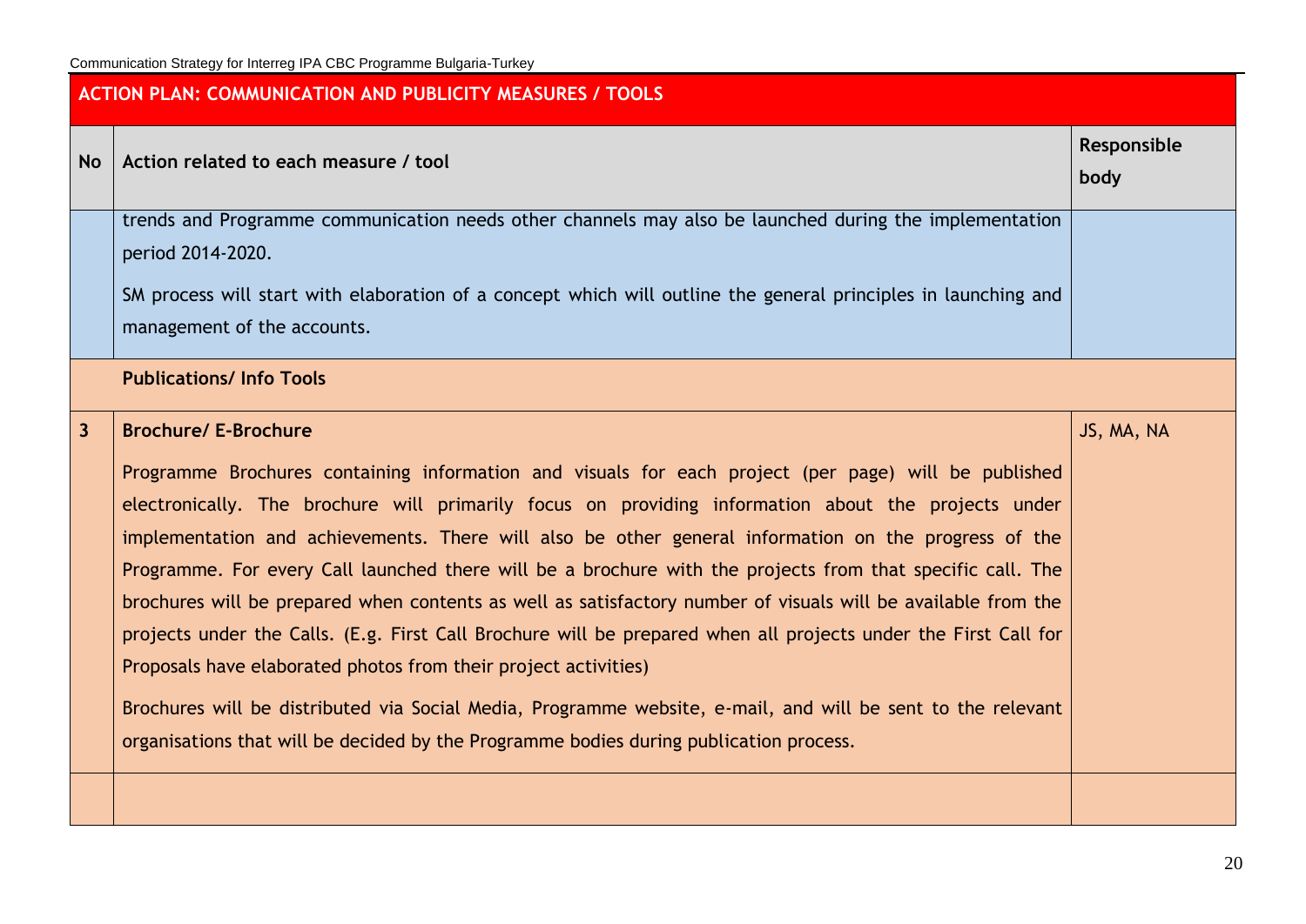| ACTION PLAN: COMMUNICATION AND PUBLICITY MEASURES / TOOLS | | |
|---|---|---|
| **No** | **Action related to each measure / tool** | **Responsible body** |
| | trends and Programme communication needs other channels may also be launched during the implementation period 2014-2020.<br><br>SM process will start with elaboration of a concept which will outline the general principles in launching and management of the accounts. | |
| | **Publications/ Info Tools** | |
| **3** | **Brochure/ E-Brochure**<br><br>Programme Brochures containing information and visuals for each project (per page) will be published electronically. The brochure will primarily focus on providing information about the projects under implementation and achievements. There will also be other general information on the progress of the Programme. For every Call launched there will be a brochure with the projects from that specific call. The brochures will be prepared when contents as well as satisfactory number of visuals will be available from the projects under the Calls. (E.g. First Call Brochure will be prepared when all projects under the First Call for Proposals have elaborated photos from their project activities)<br><br>Brochures will be distributed via Social Media, Programme website, e-mail, and will be sent to the relevant organisations that will be decided by the Programme bodies during publication process. | JS, MA, NA |
| | | |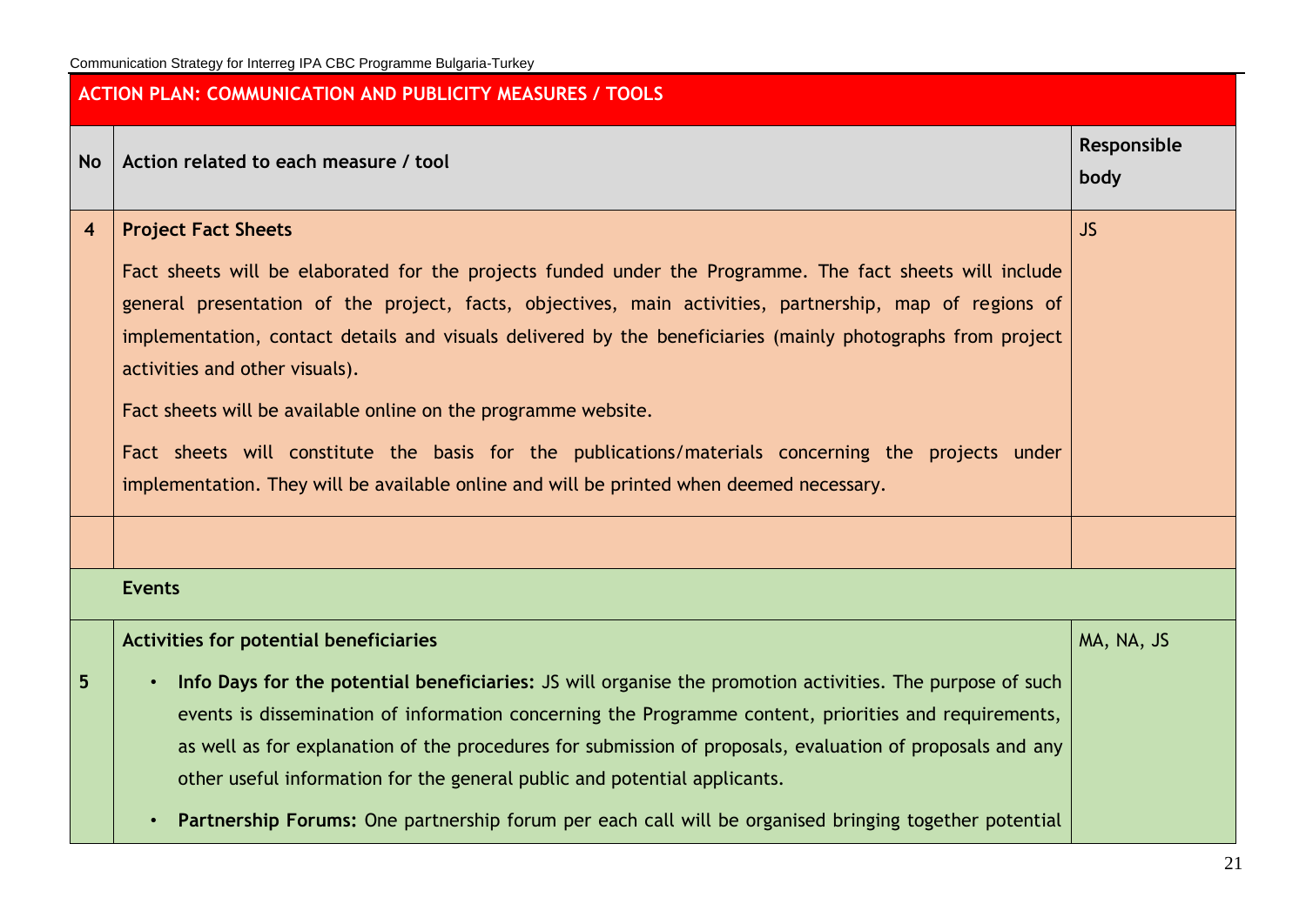| **ACTION PLAN: COMMUNICATION AND PUBLICITY MEASURES / TOOLS** | | |
|---|---|---|
| **No** | **Action related to each measure / tool** | **Responsible body** |
| **4** | **Project Fact Sheets**<br><br>Fact sheets will be elaborated for the projects funded under the Programme. The fact sheets will include general presentation of the project, facts, objectives, main activities, partnership, map of regions of implementation, contact details and visuals delivered by the beneficiaries (mainly photographs from project activities and other visuals).<br><br>Fact sheets will be available online on the programme website.<br><br>Fact sheets will constitute the basis for the publications/materials concerning the projects under implementation. They will be available online and will be printed when deemed necessary. | JS |
| | | |
| | **Events** | |
| **5** | **Activities for potential beneficiaries**<br><br>• **Info Days for the potential beneficiaries:** JS will organise the promotion activities. The purpose of such events is dissemination of information concerning the Programme content, priorities and requirements, as well as for explanation of the procedures for submission of proposals, evaluation of proposals and any other useful information for the general public and potential applicants.<br><br>• **Partnership Forums:** One partnership forum per each call will be organised bringing together potential | MA, NA, JS |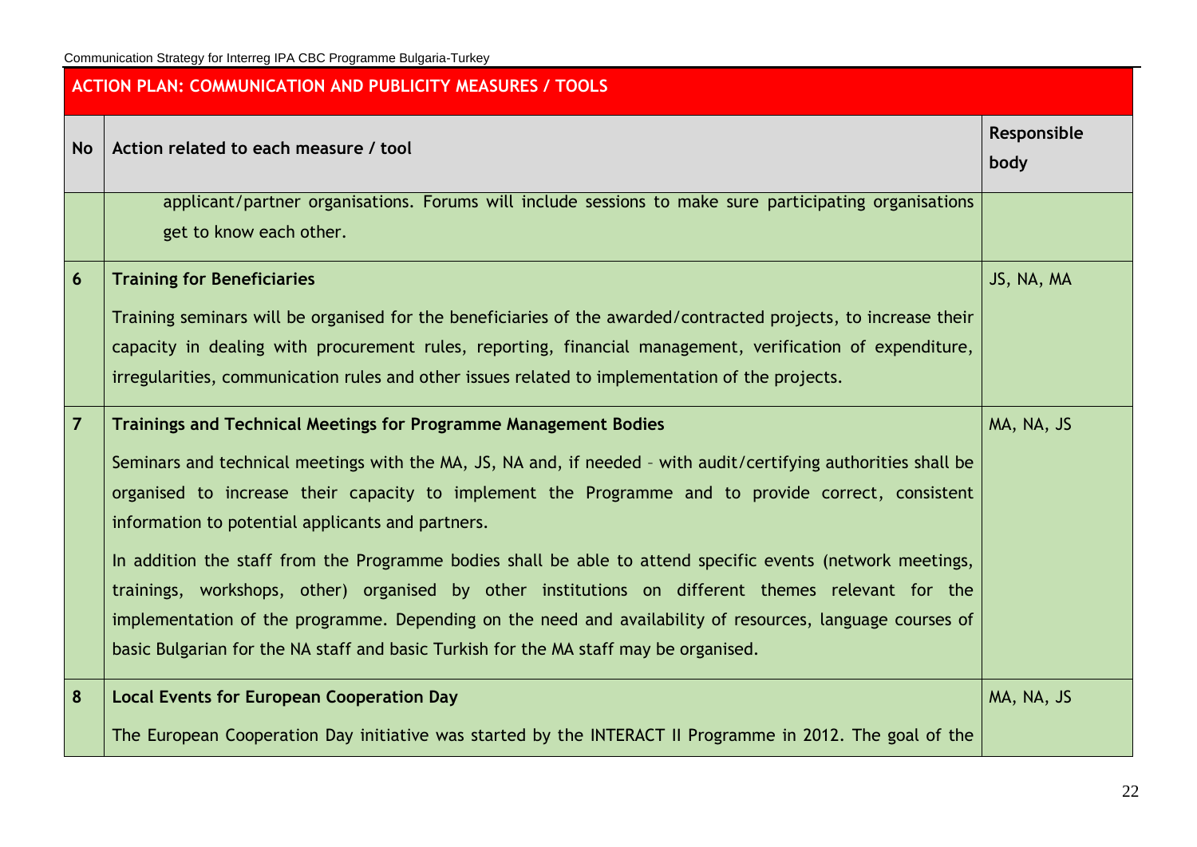| ACTION PLAN: COMMUNICATION AND PUBLICITY MEASURES / TOOLS | | |
|---|---|---|
| **No** | **Action related to each measure / tool** | **Responsible body** |
| | applicant/partner organisations. Forums will include sessions to make sure participating organisations get to know each other. | |
| **6** | **Training for Beneficiaries**<br><br>Training seminars will be organised for the beneficiaries of the awarded/contracted projects, to increase their capacity in dealing with procurement rules, reporting, financial management, verification of expenditure, irregularities, communication rules and other issues related to implementation of the projects. | JS, NA, MA |
| **7** | **Trainings and Technical Meetings for Programme Management Bodies**<br><br>Seminars and technical meetings with the MA, JS, NA and, if needed – with audit/certifying authorities shall be organised to increase their capacity to implement the Programme and to provide correct, consistent information to potential applicants and partners.<br><br>In addition the staff from the Programme bodies shall be able to attend specific events (network meetings, trainings, workshops, other) organised by other institutions on different themes relevant for the implementation of the programme. Depending on the need and availability of resources, language courses of basic Bulgarian for the NA staff and basic Turkish for the MA staff may be organised. | MA, NA, JS |
| **8** | **Local Events for European Cooperation Day**<br><br>The European Cooperation Day initiative was started by the INTERACT II Programme in 2012. The goal of the | MA, NA, JS |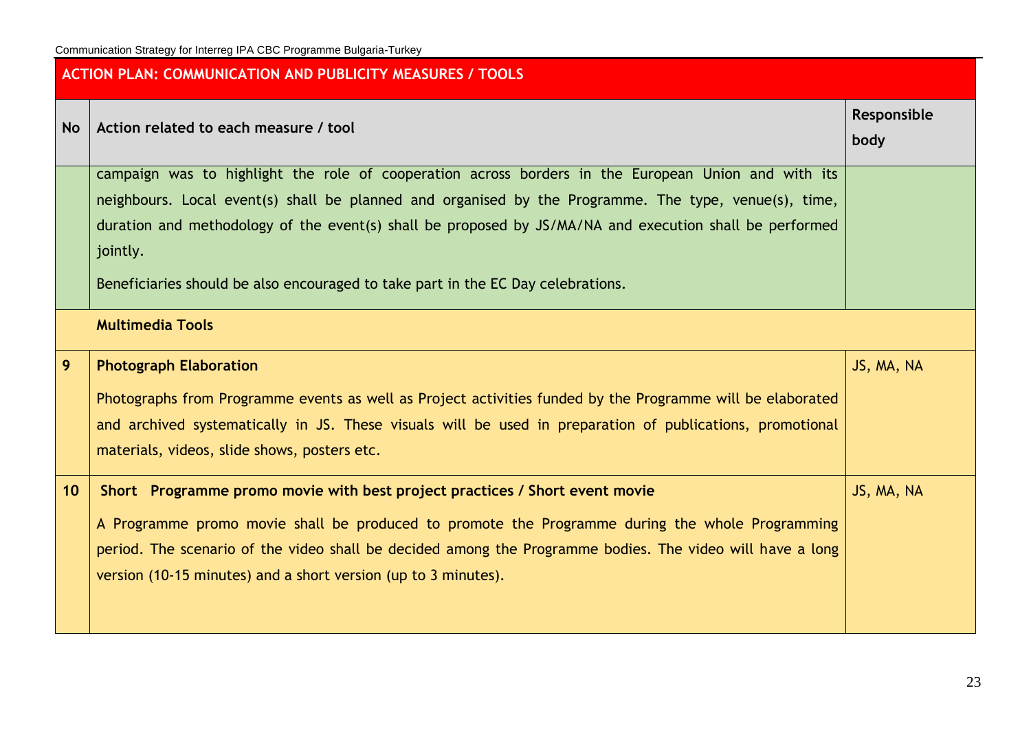**ACTION PLAN: COMMUNICATION AND PUBLICITY MEASURES / TOOLS**

| No | Action related to each measure / tool | Responsible body |
|---|---|---|
| | campaign was to highlight the role of cooperation across borders in the European Union and with its neighbours. Local event(s) shall be planned and organised by the Programme. The type, venue(s), time, duration and methodology of the event(s) shall be proposed by JS/MA/NA and execution shall be performed jointly.<br><br>Beneficiaries should be also encouraged to take part in the EC Day celebrations. | |
| | **Multimedia Tools** | |
| 9 | **Photograph Elaboration**<br><br>Photographs from Programme events as well as Project activities funded by the Programme will be elaborated and archived systematically in JS. These visuals will be used in preparation of publications, promotional materials, videos, slide shows, posters etc. | JS, MA, NA |
| 10 | **Short Programme promo movie with best project practices / Short event movie**<br><br>A Programme promo movie shall be produced to promote the Programme during the whole Programming period. The scenario of the video shall be decided among the Programme bodies. The video will have a long version (10-15 minutes) and a short version (up to 3 minutes). | JS, MA, NA |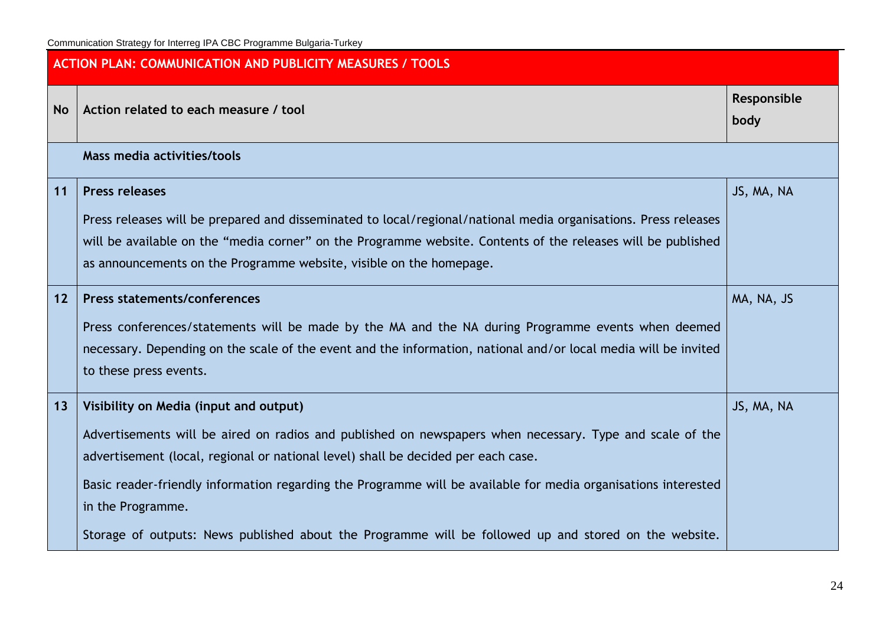| ACTION PLAN: COMMUNICATION AND PUBLICITY MEASURES / TOOLS | | |
|---|---|---|
| **No** | **Action related to each measure / tool** | **Responsible body** |
| | **Mass media activities/tools** | |
| **11** | **Press releases**<br><br>Press releases will be prepared and disseminated to local/regional/national media organisations. Press releases will be available on the "media corner" on the Programme website. Contents of the releases will be published as announcements on the Programme website, visible on the homepage. | JS, MA, NA |
| **12** | **Press statements/conferences**<br><br>Press conferences/statements will be made by the MA and the NA during Programme events when deemed necessary. Depending on the scale of the event and the information, national and/or local media will be invited to these press events. | MA, NA, JS |
| **13** | **Visibility on Media (input and output)**<br><br>Advertisements will be aired on radios and published on newspapers when necessary. Type and scale of the advertisement (local, regional or national level) shall be decided per each case.<br><br>Basic reader-friendly information regarding the Programme will be available for media organisations interested in the Programme.<br><br>Storage of outputs: News published about the Programme will be followed up and stored on the website. | JS, MA, NA |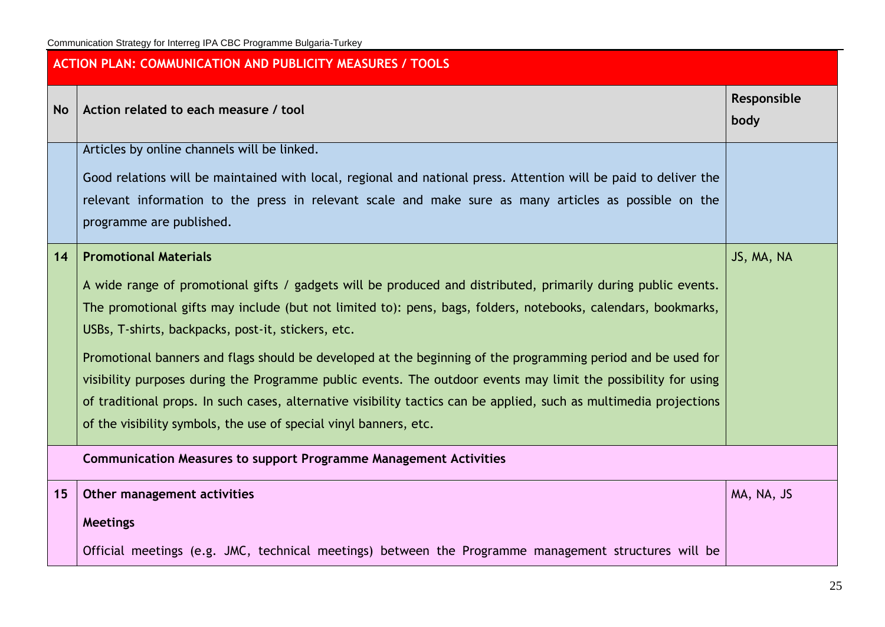| ACTION PLAN: COMMUNICATION AND PUBLICITY MEASURES / TOOLS | | |
|---|---|---|
| **No** | **Action related to each measure / tool** | **Responsible body** |
| | Articles by online channels will be linked.<br><br>Good relations will be maintained with local, regional and national press. Attention will be paid to deliver the relevant information to the press in relevant scale and make sure as many articles as possible on the programme are published. | |
| **14** | **Promotional Materials**<br><br>A wide range of promotional gifts / gadgets will be produced and distributed, primarily during public events. The promotional gifts may include (but not limited to): pens, bags, folders, notebooks, calendars, bookmarks, USBs, T-shirts, backpacks, post-it, stickers, etc.<br><br>Promotional banners and flags should be developed at the beginning of the programming period and be used for visibility purposes during the Programme public events. The outdoor events may limit the possibility for using of traditional props. In such cases, alternative visibility tactics can be applied, such as multimedia projections of the visibility symbols, the use of special vinyl banners, etc. | JS, MA, NA |
| | **Communication Measures to support Programme Management Activities** | |
| **15** | **Other management activities**<br><br>**Meetings**<br><br>Official meetings (e.g. JMC, technical meetings) between the Programme management structures will be | MA, NA, JS |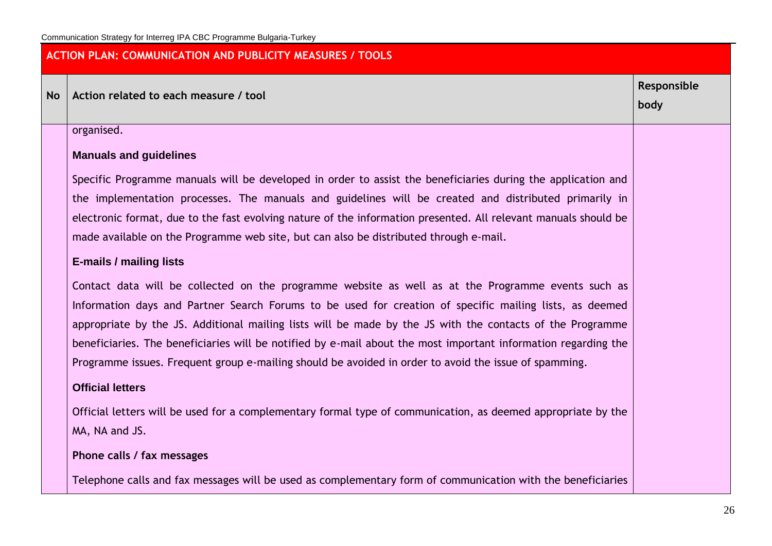| ACTION PLAN: COMMUNICATION AND PUBLICITY MEASURES / TOOLS | | |
|---|---|---|
| **No** | **Action related to each measure / tool** | **Responsible body** |
| | organised.<br><br>**Manuals and guidelines**<br><br>Specific Programme manuals will be developed in order to assist the beneficiaries during the application and the implementation processes. The manuals and guidelines will be created and distributed primarily in electronic format, due to the fast evolving nature of the information presented. All relevant manuals should be made available on the Programme web site, but can also be distributed through e-mail.<br><br>**E-mails / mailing lists**<br><br>Contact data will be collected on the programme website as well as at the Programme events such as Information days and Partner Search Forums to be used for creation of specific mailing lists, as deemed appropriate by the JS. Additional mailing lists will be made by the JS with the contacts of the Programme beneficiaries. The beneficiaries will be notified by e-mail about the most important information regarding the Programme issues. Frequent group e-mailing should be avoided in order to avoid the issue of spamming.<br><br>**Official letters**<br><br>Official letters will be used for a complementary formal type of communication, as deemed appropriate by the MA, NA and JS.<br><br>**Phone calls / fax messages**<br><br>Telephone calls and fax messages will be used as complementary form of communication with the beneficiaries | |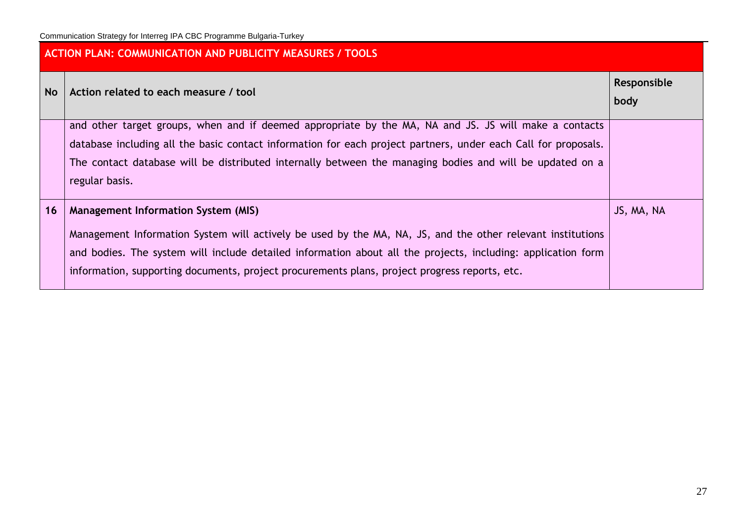| No | Action related to each measure / tool | Responsible body |
|---|---|---|
| ACTION PLAN: COMMUNICATION AND PUBLICITY MEASURES / TOOLS | | |
| | and other target groups, when and if deemed appropriate by the MA, NA and JS. JS will make a contacts database including all the basic contact information for each project partners, under each Call for proposals. The contact database will be distributed internally between the managing bodies and will be updated on a regular basis. | |
| 16 | **Management Information System (MIS)**<br><br>Management Information System will actively be used by the MA, NA, JS, and the other relevant institutions and bodies. The system will include detailed information about all the projects, including: application form information, supporting documents, project procurements plans, project progress reports, etc. | JS, MA, NA |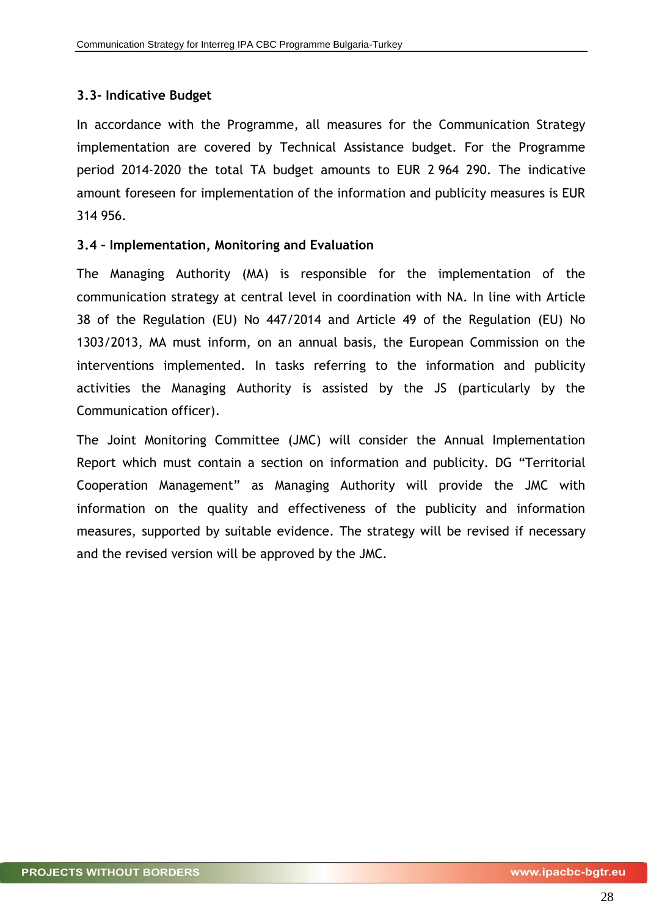### 3.3- Indicative Budget

In accordance with the Programme, all measures for the Communication Strategy implementation are covered by Technical Assistance budget. For the Programme period 2014-2020 the total TA budget amounts to EUR 2 964 290. The indicative amount foreseen for implementation of the information and publicity measures is EUR 314 956.

### 3.4 – Implementation, Monitoring and Evaluation

The Managing Authority (MA) is responsible for the implementation of the communication strategy at central level in coordination with NA. In line with Article 38 of the Regulation (EU) No 447/2014 and Article 49 of the Regulation (EU) No 1303/2013, MA must inform, on an annual basis, the European Commission on the interventions implemented. In tasks referring to the information and publicity activities the Managing Authority is assisted by the JS (particularly by the Communication officer).

The Joint Monitoring Committee (JMC) will consider the Annual Implementation Report which must contain a section on information and publicity. DG "Territorial Cooperation Management" as Managing Authority will provide the JMC with information on the quality and effectiveness of the publicity and information measures, supported by suitable evidence. The strategy will be revised if necessary and the revised version will be approved by the JMC.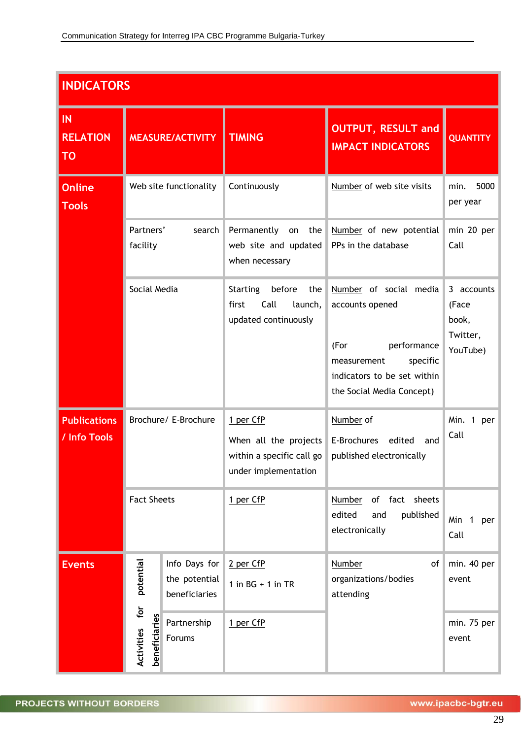| INDICATORS | | | | | |
|---|---|---|---|---|---|
| IN RELATION TO | MEASURE/ACTIVITY | | TIMING | OUTPUT, RESULT and IMPACT INDICATORS | QUANTITY |
| Online Tools | Web site functionality | | Continuously | Number of web site visits | min. 5000 per year |
| | Partners' search facility | | Permanently on the web site and updated when necessary | Number of new potential PPs in the database | min 20 per Call |
| | Social Media | | Starting before the first Call launch, updated continuously | Number of social media accounts opened<br><br>(For performance measurement specific indicators to be set within the Social Media Concept) | 3 accounts (Face book, Twitter, YouTube) |
| Publications / Info Tools | Brochure/ E-Brochure | | 1 per CfP<br>When all the projects within a specific call go under implementation | Number of<br>E-Brochures edited and published electronically | Min. 1 per Call |
| | Fact Sheets | | 1 per CfP | Number of fact sheets edited and published electronically | Min 1 per Call |
| Events | Activities for potential beneficiaries | Info Days for the potential beneficiaries | 2 per CfP<br>1 in BG + 1 in TR | Number of organizations/bodies attending | min. 40 per event |
| | | Partnership Forums | 1 per CfP | | min. 75 per event |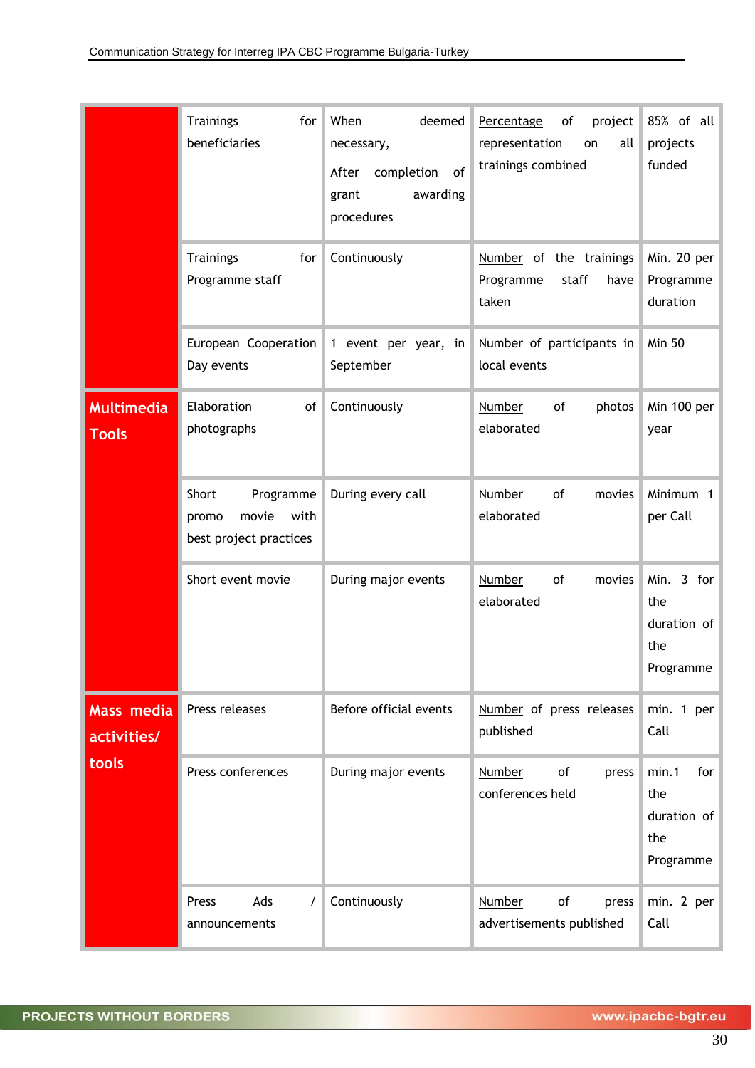| | | | | |
|---|---|---|---|---|
| | Trainings for beneficiaries | When deemed necessary,<br>After completion of grant awarding procedures | Percentage of project representation on all trainings combined | 85% of all projects funded |
| | Trainings for Programme staff | Continuously | Number of the trainings Programme staff have taken | Min. 20 per Programme duration |
| | European Cooperation Day events | 1 event per year, in September | Number of participants in local events | Min 50 |
| **Multimedia Tools** | Elaboration of photographs | Continuously | Number of photos elaborated | Min 100 per year |
| | Short Programme promo movie with best project practices | During every call | Number of movies elaborated | Minimum 1 per Call |
| | Short event movie | During major events | Number of movies elaborated | Min. 3 for the duration of the Programme |
| **Mass media activities/ tools** | Press releases | Before official events | Number of press releases published | min. 1 per Call |
| | Press conferences | During major events | Number of press conferences held | min.1 for the duration of the Programme |
| | Press Ads / announcements | Continuously | Number of press advertisements published | min. 2 per Call |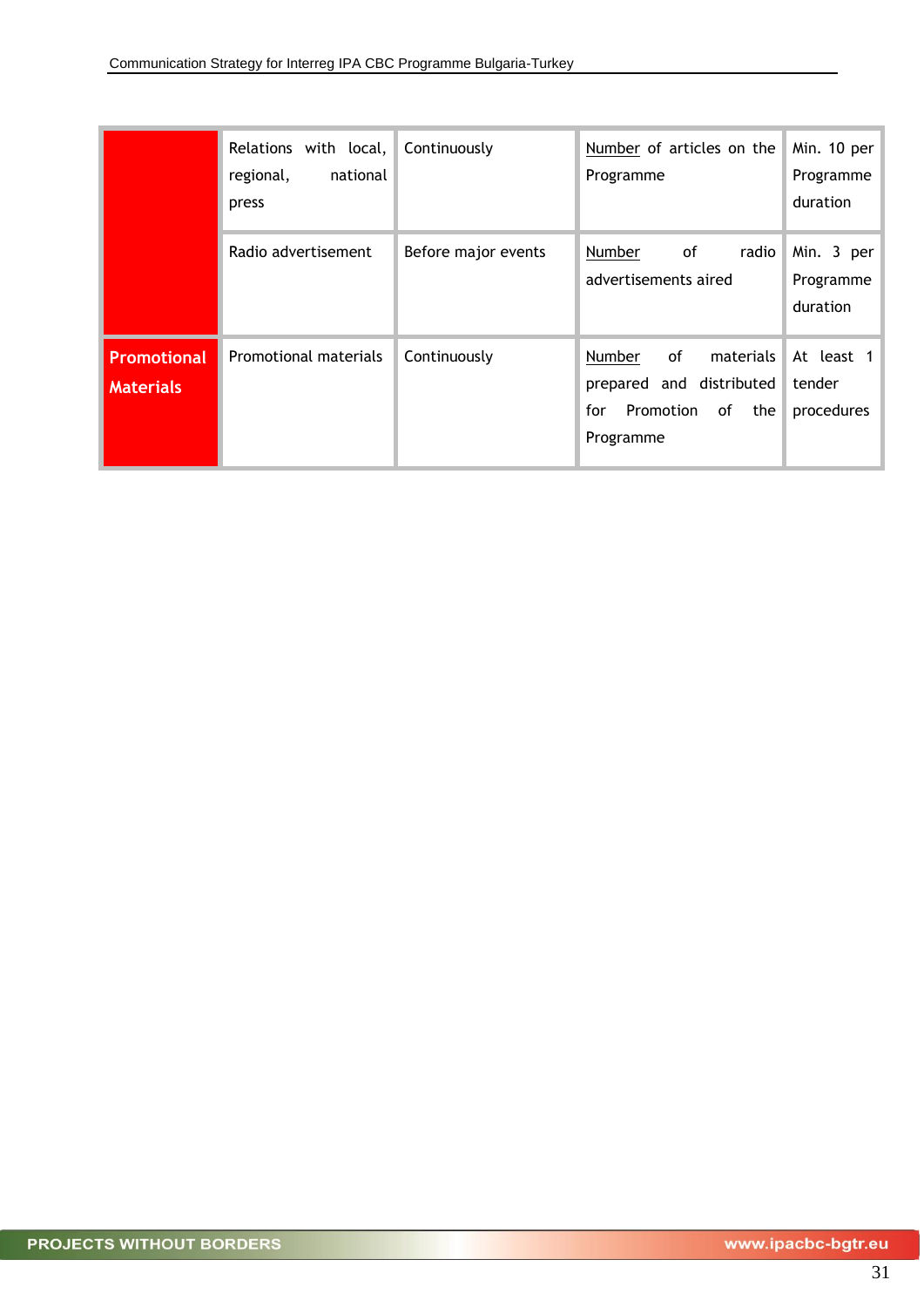| | | | | |
|---|---|---|---|---|
| | Relations with local, regional, national press | Continuously | Number of articles on the Programme | Min. 10 per Programme duration |
| | Radio advertisement | Before major events | Number of radio advertisements aired | Min. 3 per Programme duration |
| **Promotional Materials** | Promotional materials | Continuously | Number of materials prepared and distributed for Promotion of the Programme | At least 1 tender procedures |